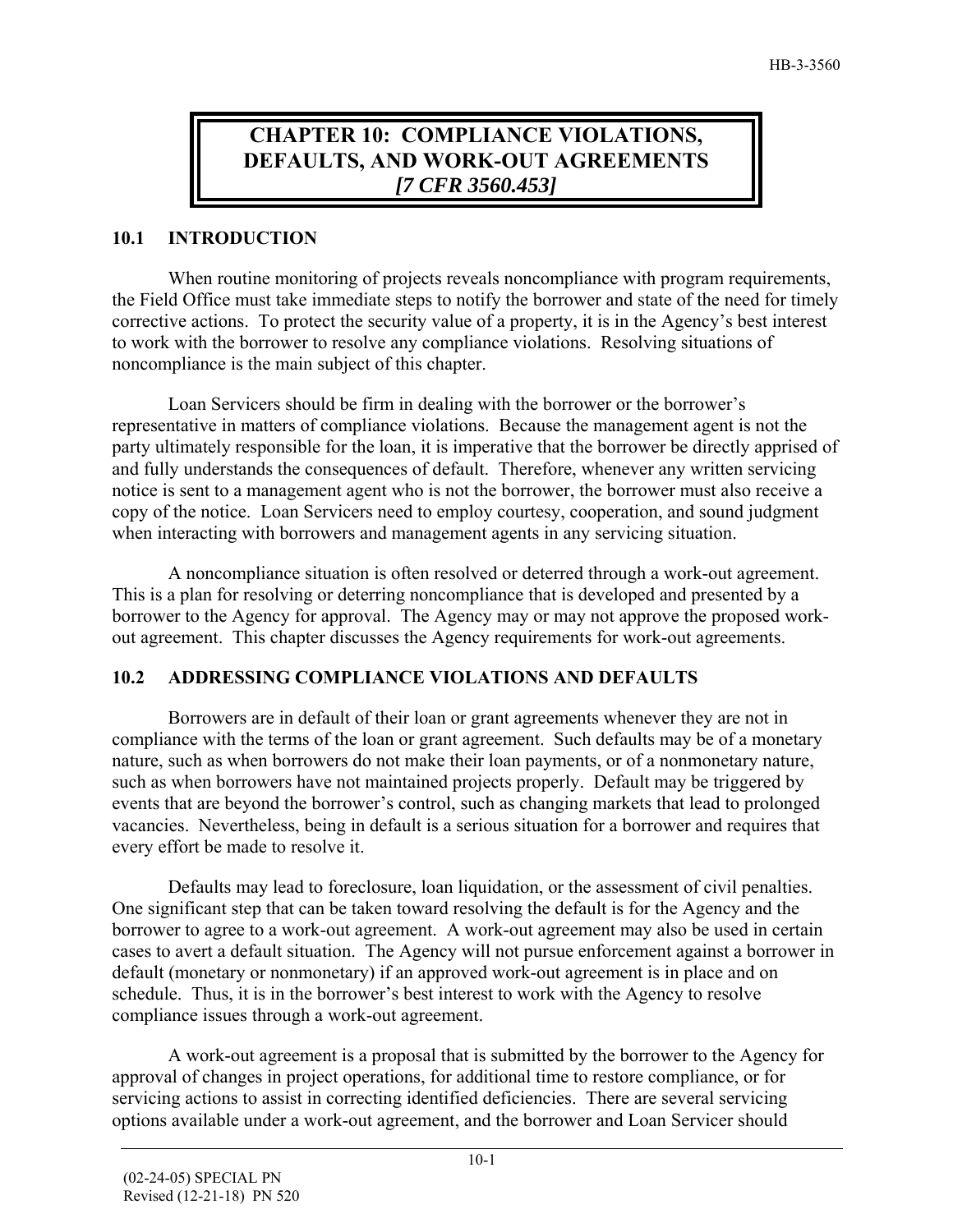# CHAPTER 10: COMPLIANCE VIOLATIONS, DEFAULTS, AND WORK-OUT AGREEMENTS *[7 CFR 3560.453]*

## 10.1 INTRODUCTION

When routine monitoring of projects reveals noncompliance with program requirements, the Field Office must take immediate steps to notify the borrower and state of the need for timely corrective actions. To protect the security value of a property, it is in the Agency's best interest to work with the borrower to resolve any compliance violations. Resolving situations of noncompliance is the main subject of this chapter.

Loan Servicers should be firm in dealing with the borrower or the borrower's representative in matters of compliance violations. Because the management agent is not the party ultimately responsible for the loan, it is imperative that the borrower be directly apprised of and fully understands the consequences of default. Therefore, whenever any written servicing notice is sent to a management agent who is not the borrower, the borrower must also receive a copy of the notice. Loan Servicers need to employ courtesy, cooperation, and sound judgment when interacting with borrowers and management agents in any servicing situation.

A noncompliance situation is often resolved or deterred through a work-out agreement. This is a plan for resolving or deterring noncompliance that is developed and presented by a borrower to the Agency for approval. The Agency may or may not approve the proposed work-out agreement. This chapter discusses the Agency requirements for work-out agreements.

## 10.2 ADDRESSING COMPLIANCE VIOLATIONS AND DEFAULTS

Borrowers are in default of their loan or grant agreements whenever they are not in compliance with the terms of the loan or grant agreement. Such defaults may be of a monetary nature, such as when borrowers do not make their loan payments, or of a nonmonetary nature, such as when borrowers have not maintained projects properly. Default may be triggered by events that are beyond the borrower's control, such as changing markets that lead to prolonged vacancies. Nevertheless, being in default is a serious situation for a borrower and requires that every effort be made to resolve it.

Defaults may lead to foreclosure, loan liquidation, or the assessment of civil penalties. One significant step that can be taken toward resolving the default is for the Agency and the borrower to agree to a work-out agreement. A work-out agreement may also be used in certain cases to avert a default situation. The Agency will not pursue enforcement against a borrower in default (monetary or nonmonetary) if an approved work-out agreement is in place and on schedule. Thus, it is in the borrower's best interest to work with the Agency to resolve compliance issues through a work-out agreement.

A work-out agreement is a proposal that is submitted by the borrower to the Agency for approval of changes in project operations, for additional time to restore compliance, or for servicing actions to assist in correcting identified deficiencies. There are several servicing options available under a work-out agreement, and the borrower and Loan Servicer should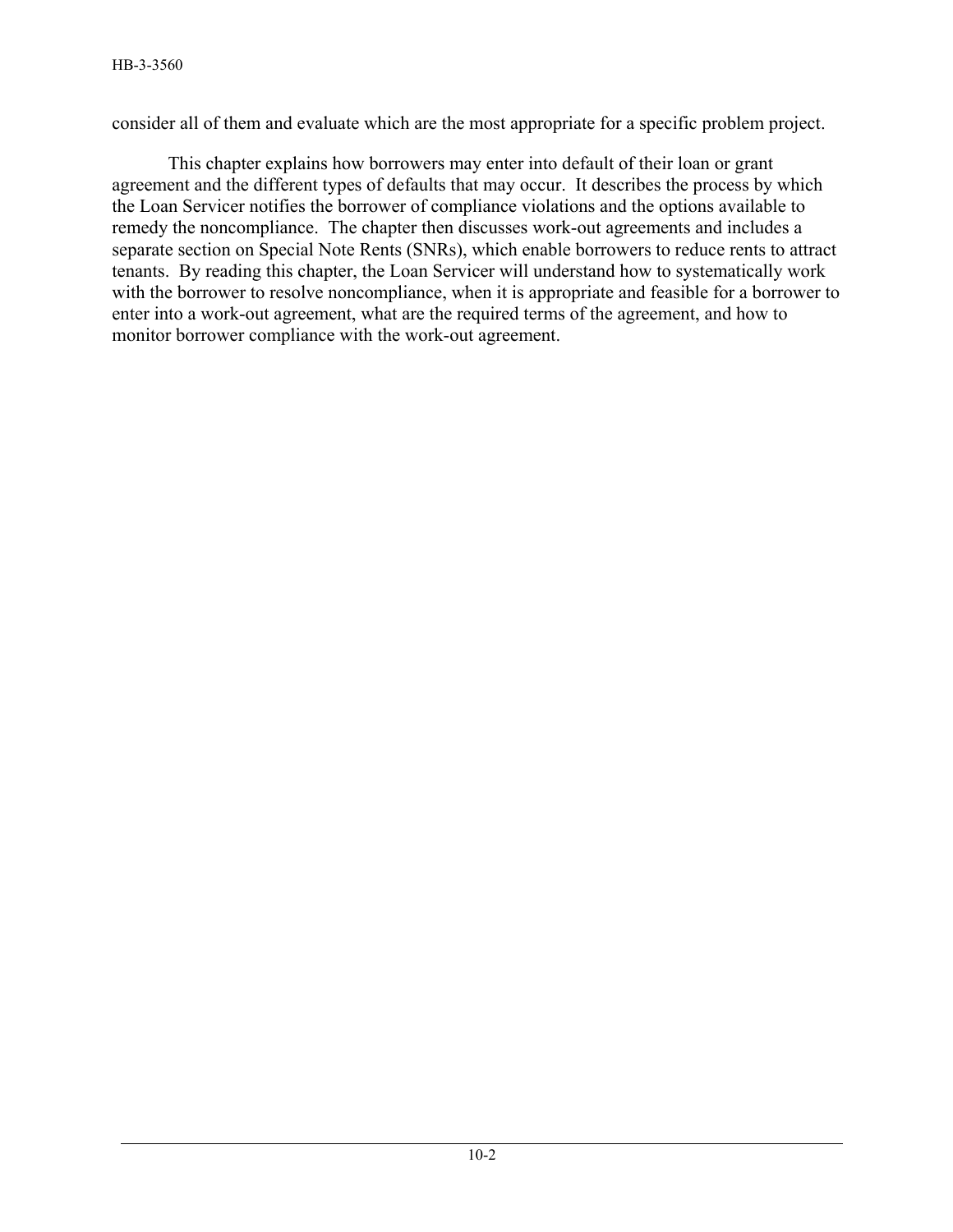consider all of them and evaluate which are the most appropriate for a specific problem project.

This chapter explains how borrowers may enter into default of their loan or grant agreement and the different types of defaults that may occur. It describes the process by which the Loan Servicer notifies the borrower of compliance violations and the options available to remedy the noncompliance. The chapter then discusses work-out agreements and includes a separate section on Special Note Rents (SNRs), which enable borrowers to reduce rents to attract tenants. By reading this chapter, the Loan Servicer will understand how to systematically work with the borrower to resolve noncompliance, when it is appropriate and feasible for a borrower to enter into a work-out agreement, what are the required terms of the agreement, and how to monitor borrower compliance with the work-out agreement.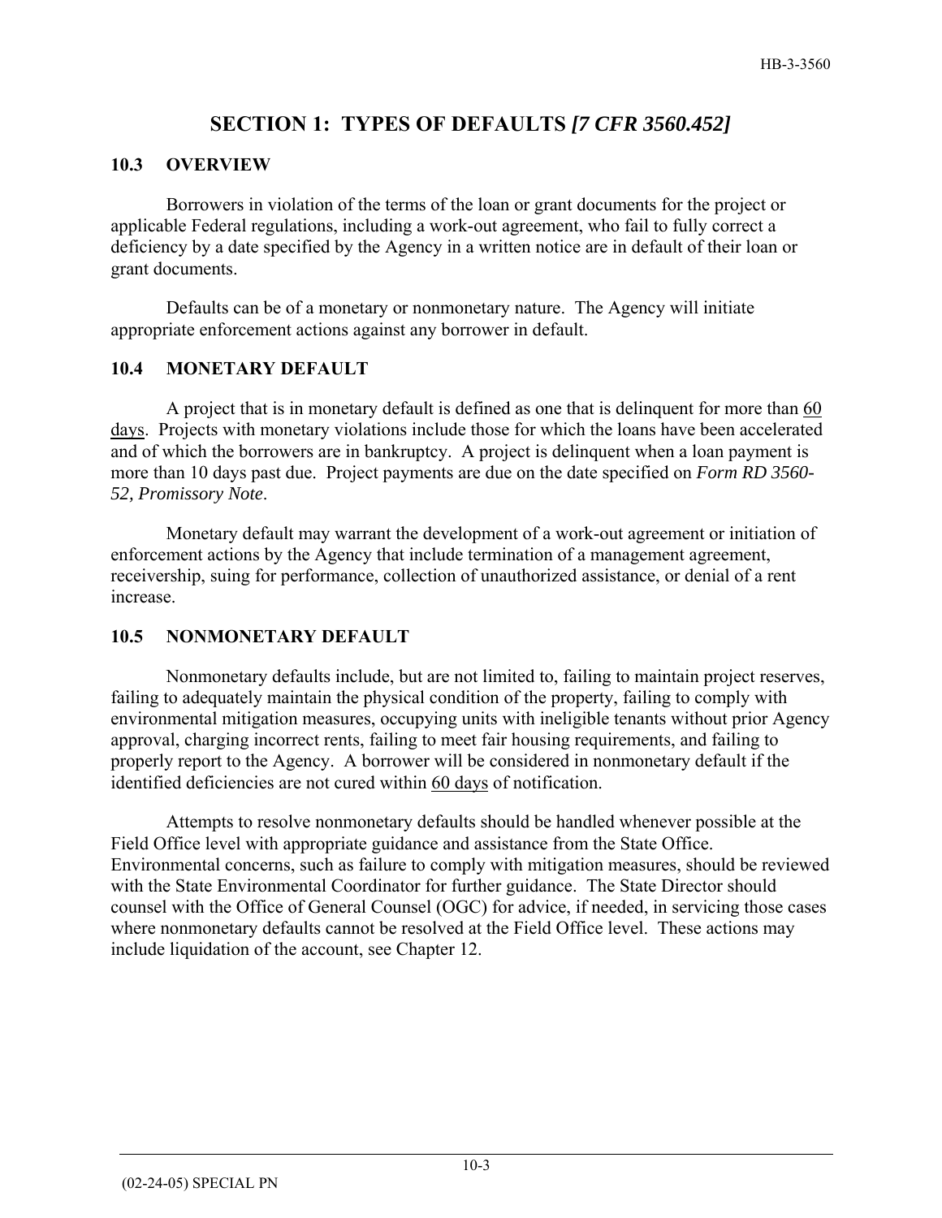# SECTION 1: TYPES OF DEFAULTS *[7 CFR 3560.452]*

## 10.3 OVERVIEW

Borrowers in violation of the terms of the loan or grant documents for the project or applicable Federal regulations, including a work-out agreement, who fail to fully correct a deficiency by a date specified by the Agency in a written notice are in default of their loan or grant documents.

Defaults can be of a monetary or nonmonetary nature. The Agency will initiate appropriate enforcement actions against any borrower in default.

## 10.4 MONETARY DEFAULT

A project that is in monetary default is defined as one that is delinquent for more than 60 days. Projects with monetary violations include those for which the loans have been accelerated and of which the borrowers are in bankruptcy. A project is delinquent when a loan payment is more than 10 days past due. Project payments are due on the date specified on *Form RD 3560-52, Promissory Note*.

Monetary default may warrant the development of a work-out agreement or initiation of enforcement actions by the Agency that include termination of a management agreement, receivership, suing for performance, collection of unauthorized assistance, or denial of a rent increase.

## 10.5 NONMONETARY DEFAULT

Nonmonetary defaults include, but are not limited to, failing to maintain project reserves, failing to adequately maintain the physical condition of the property, failing to comply with environmental mitigation measures, occupying units with ineligible tenants without prior Agency approval, charging incorrect rents, failing to meet fair housing requirements, and failing to properly report to the Agency. A borrower will be considered in nonmonetary default if the identified deficiencies are not cured within 60 days of notification.

Attempts to resolve nonmonetary defaults should be handled whenever possible at the Field Office level with appropriate guidance and assistance from the State Office. Environmental concerns, such as failure to comply with mitigation measures, should be reviewed with the State Environmental Coordinator for further guidance. The State Director should counsel with the Office of General Counsel (OGC) for advice, if needed, in servicing those cases where nonmonetary defaults cannot be resolved at the Field Office level. These actions may include liquidation of the account, see Chapter 12.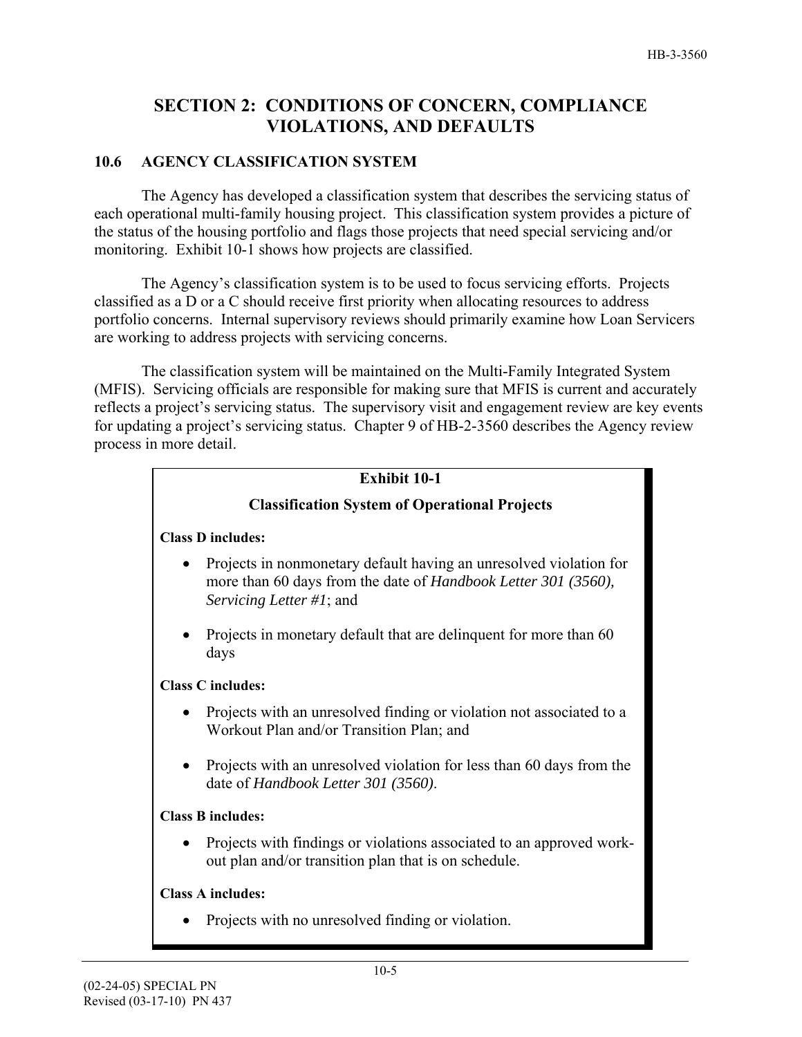# SECTION 2: CONDITIONS OF CONCERN, COMPLIANCE VIOLATIONS, AND DEFAULTS

## 10.6 AGENCY CLASSIFICATION SYSTEM

The Agency has developed a classification system that describes the servicing status of each operational multi-family housing project. This classification system provides a picture of the status of the housing portfolio and flags those projects that need special servicing and/or monitoring. Exhibit 10-1 shows how projects are classified.

The Agency's classification system is to be used to focus servicing efforts. Projects classified as a D or a C should receive first priority when allocating resources to address portfolio concerns. Internal supervisory reviews should primarily examine how Loan Servicers are working to address projects with servicing concerns.

The classification system will be maintained on the Multi-Family Integrated System (MFIS). Servicing officials are responsible for making sure that MFIS is current and accurately reflects a project's servicing status. The supervisory visit and engagement review are key events for updating a project's servicing status. Chapter 9 of HB-2-3560 describes the Agency review process in more detail.

**Exhibit 10-1**

**Classification System of Operational Projects**

**Class D includes:**

- Projects in nonmonetary default having an unresolved violation for more than 60 days from the date of *Handbook Letter 301 (3560), Servicing Letter #1*; and
- Projects in monetary default that are delinquent for more than 60 days

**Class C includes:**

- Projects with an unresolved finding or violation not associated to a Workout Plan and/or Transition Plan; and
- Projects with an unresolved violation for less than 60 days from the date of *Handbook Letter 301 (3560)*.

**Class B includes:**

- Projects with findings or violations associated to an approved work-out plan and/or transition plan that is on schedule.

**Class A includes:**

- Projects with no unresolved finding or violation.

(02-24-05) SPECIAL PN
Revised (03-17-10) PN 437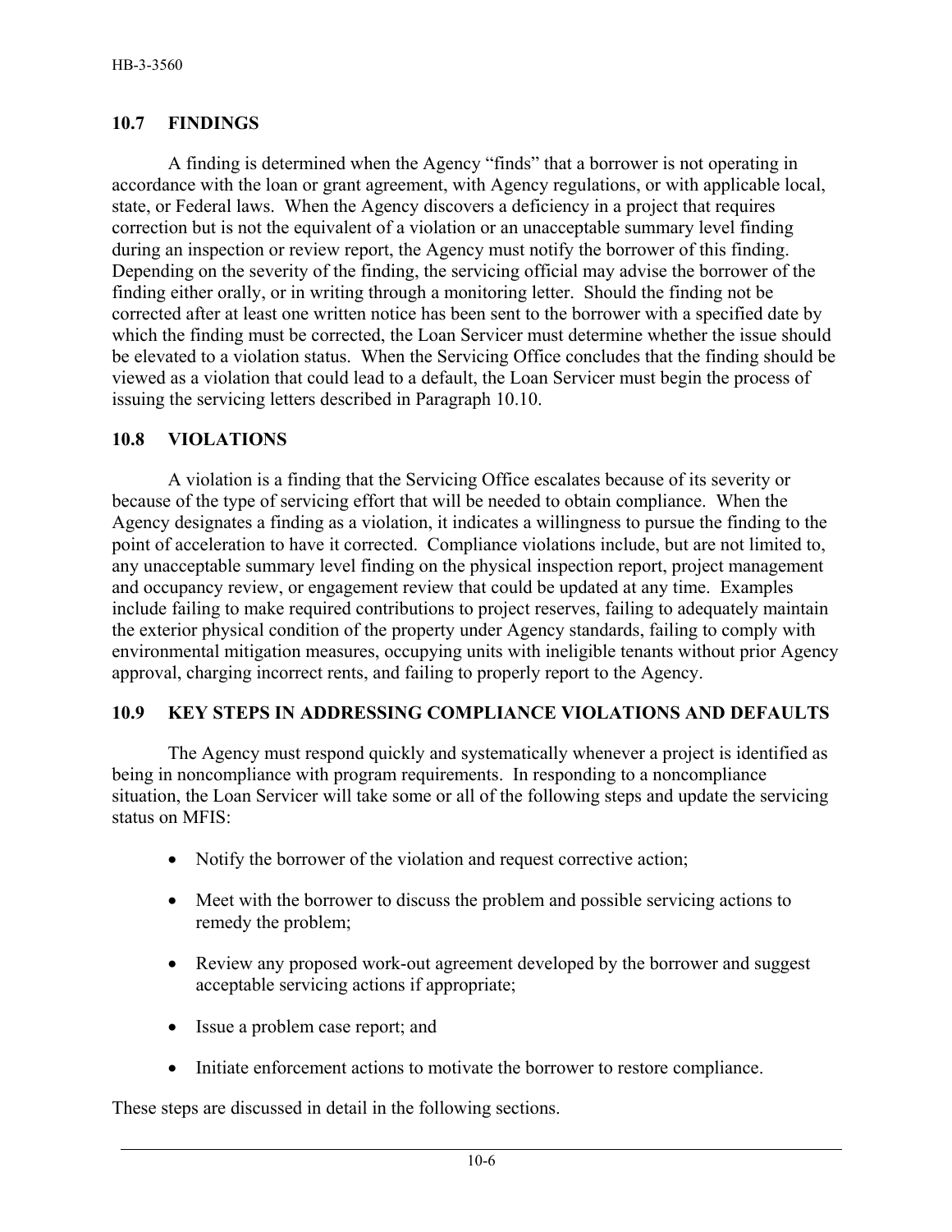## 10.7 FINDINGS

A finding is determined when the Agency "finds" that a borrower is not operating in accordance with the loan or grant agreement, with Agency regulations, or with applicable local, state, or Federal laws. When the Agency discovers a deficiency in a project that requires correction but is not the equivalent of a violation or an unacceptable summary level finding during an inspection or review report, the Agency must notify the borrower of this finding. Depending on the severity of the finding, the servicing official may advise the borrower of the finding either orally, or in writing through a monitoring letter. Should the finding not be corrected after at least one written notice has been sent to the borrower with a specified date by which the finding must be corrected, the Loan Servicer must determine whether the issue should be elevated to a violation status. When the Servicing Office concludes that the finding should be viewed as a violation that could lead to a default, the Loan Servicer must begin the process of issuing the servicing letters described in Paragraph 10.10.

## 10.8 VIOLATIONS

A violation is a finding that the Servicing Office escalates because of its severity or because of the type of servicing effort that will be needed to obtain compliance. When the Agency designates a finding as a violation, it indicates a willingness to pursue the finding to the point of acceleration to have it corrected. Compliance violations include, but are not limited to, any unacceptable summary level finding on the physical inspection report, project management and occupancy review, or engagement review that could be updated at any time. Examples include failing to make required contributions to project reserves, failing to adequately maintain the exterior physical condition of the property under Agency standards, failing to comply with environmental mitigation measures, occupying units with ineligible tenants without prior Agency approval, charging incorrect rents, and failing to properly report to the Agency.

## 10.9 KEY STEPS IN ADDRESSING COMPLIANCE VIOLATIONS AND DEFAULTS

The Agency must respond quickly and systematically whenever a project is identified as being in noncompliance with program requirements. In responding to a noncompliance situation, the Loan Servicer will take some or all of the following steps and update the servicing status on MFIS:

- Notify the borrower of the violation and request corrective action;
- Meet with the borrower to discuss the problem and possible servicing actions to remedy the problem;
- Review any proposed work-out agreement developed by the borrower and suggest acceptable servicing actions if appropriate;
- Issue a problem case report; and
- Initiate enforcement actions to motivate the borrower to restore compliance.

These steps are discussed in detail in the following sections.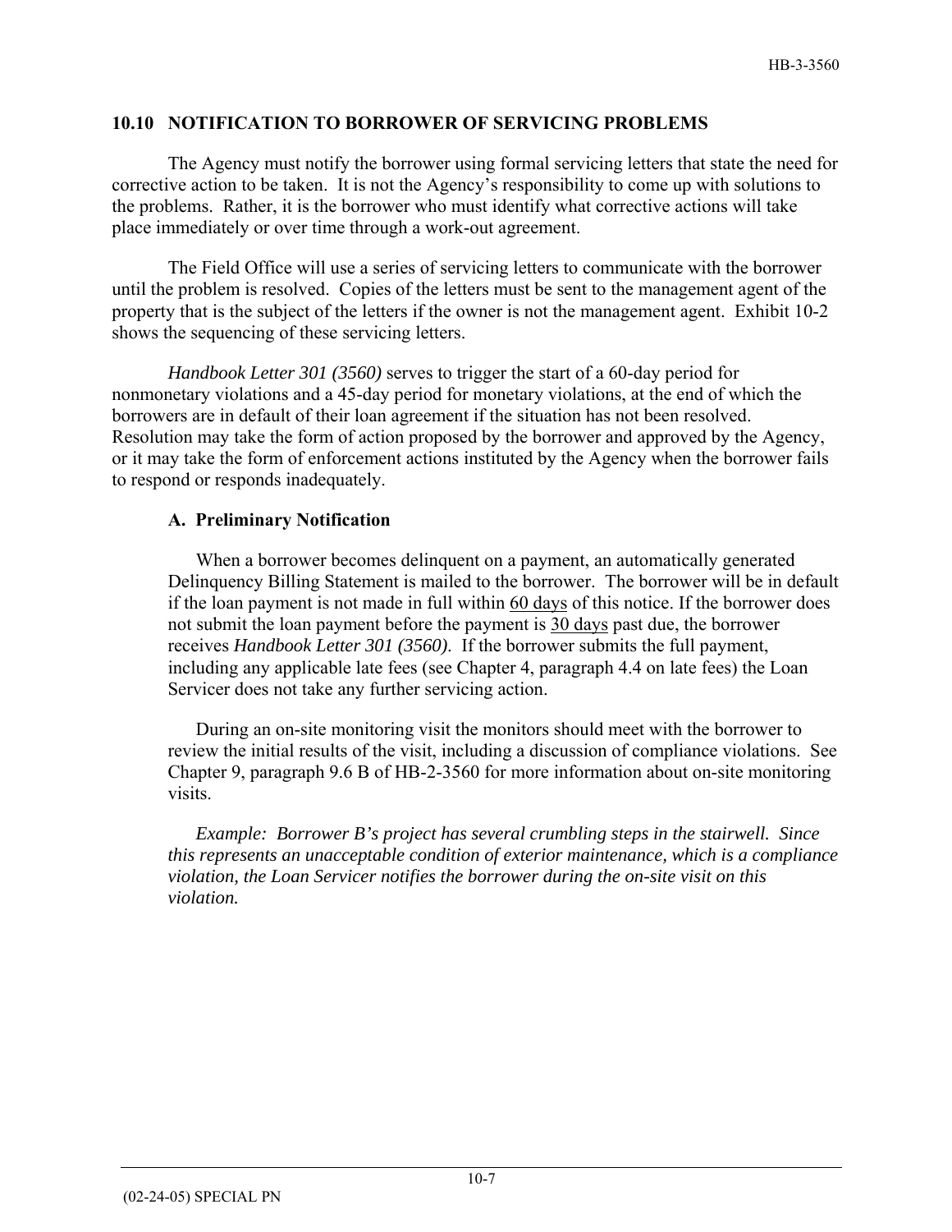### 10.10 NOTIFICATION TO BORROWER OF SERVICING PROBLEMS

The Agency must notify the borrower using formal servicing letters that state the need for corrective action to be taken. It is not the Agency's responsibility to come up with solutions to the problems. Rather, it is the borrower who must identify what corrective actions will take place immediately or over time through a work-out agreement.

The Field Office will use a series of servicing letters to communicate with the borrower until the problem is resolved. Copies of the letters must be sent to the management agent of the property that is the subject of the letters if the owner is not the management agent. Exhibit 10-2 shows the sequencing of these servicing letters.

*Handbook Letter 301 (3560)* serves to trigger the start of a 60-day period for nonmonetary violations and a 45-day period for monetary violations, at the end of which the borrowers are in default of their loan agreement if the situation has not been resolved. Resolution may take the form of action proposed by the borrower and approved by the Agency, or it may take the form of enforcement actions instituted by the Agency when the borrower fails to respond or responds inadequately.

#### A. Preliminary Notification

When a borrower becomes delinquent on a payment, an automatically generated Delinquency Billing Statement is mailed to the borrower. The borrower will be in default if the loan payment is not made in full within 60 days of this notice. If the borrower does not submit the loan payment before the payment is 30 days past due, the borrower receives *Handbook Letter 301 (3560)*. If the borrower submits the full payment, including any applicable late fees (see Chapter 4, paragraph 4.4 on late fees) the Loan Servicer does not take any further servicing action.

During an on-site monitoring visit the monitors should meet with the borrower to review the initial results of the visit, including a discussion of compliance violations. See Chapter 9, paragraph 9.6 B of HB-2-3560 for more information about on-site monitoring visits.

*Example: Borrower B's project has several crumbling steps in the stairwell. Since this represents an unacceptable condition of exterior maintenance, which is a compliance violation, the Loan Servicer notifies the borrower during the on-site visit on this violation.*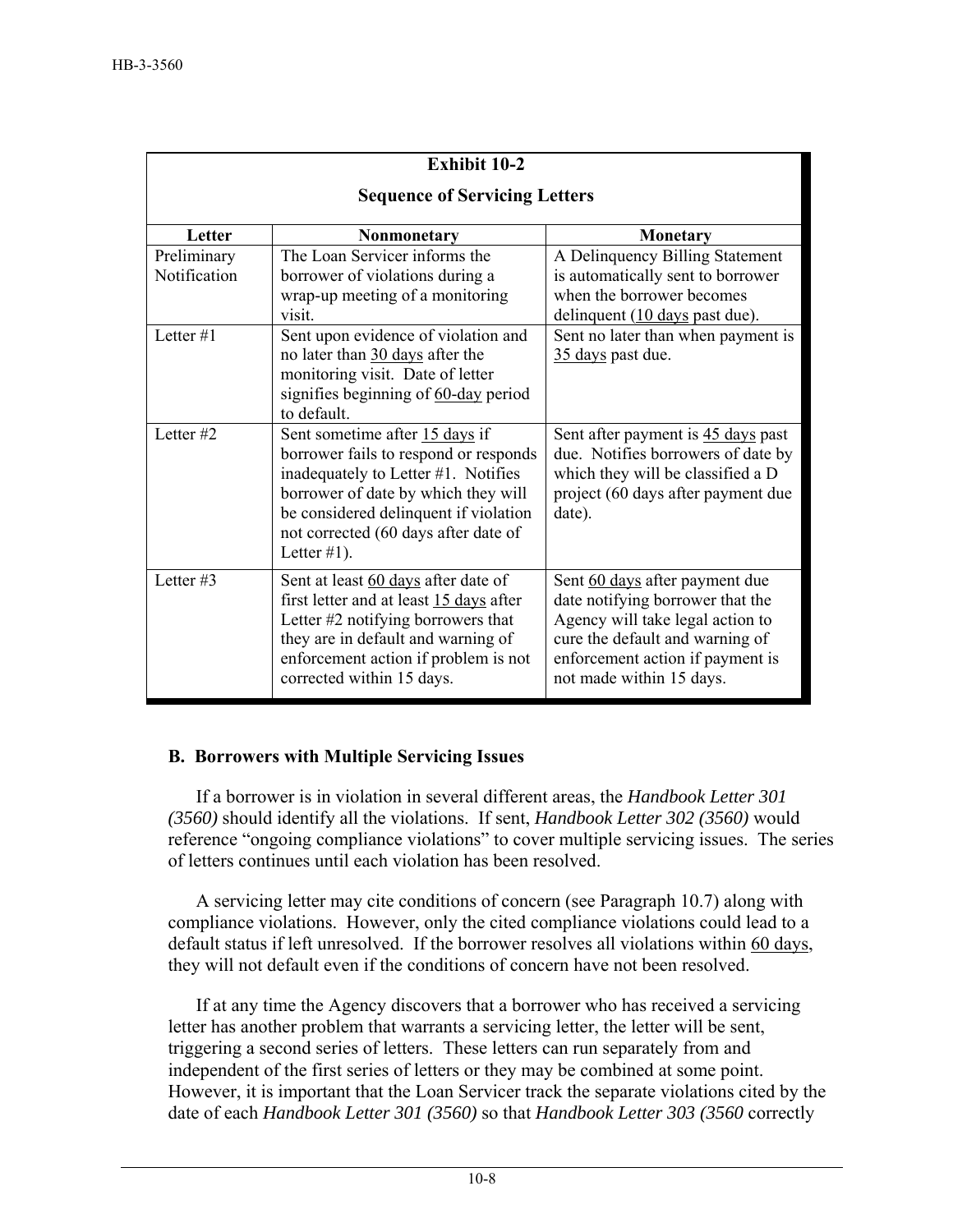| Exhibit 10-2<br>Sequence of Servicing Letters | | |
|---|---|---|
| **Letter** | **Nonmonetary** | **Monetary** |
| Preliminary Notification | The Loan Servicer informs the borrower of violations during a wrap-up meeting of a monitoring visit. | A Delinquency Billing Statement is automatically sent to borrower when the borrower becomes delinquent (10 days past due). |
| Letter #1 | Sent upon evidence of violation and no later than 30 days after the monitoring visit. Date of letter signifies beginning of 60-day period to default. | Sent no later than when payment is 35 days past due. |
| Letter #2 | Sent sometime after 15 days if borrower fails to respond or responds inadequately to Letter #1. Notifies borrower of date by which they will be considered delinquent if violation not corrected (60 days after date of Letter #1). | Sent after payment is 45 days past due. Notifies borrowers of date by which they will be classified a D project (60 days after payment due date). |
| Letter #3 | Sent at least 60 days after date of first letter and at least 15 days after Letter #2 notifying borrowers that they are in default and warning of enforcement action if problem is not corrected within 15 days. | Sent 60 days after payment due date notifying borrower that the Agency will take legal action to cure the default and warning of enforcement action if payment is not made within 15 days. |

### B. Borrowers with Multiple Servicing Issues

If a borrower is in violation in several different areas, the *Handbook Letter 301 (3560)* should identify all the violations. If sent, *Handbook Letter 302 (3560)* would reference "ongoing compliance violations" to cover multiple servicing issues. The series of letters continues until each violation has been resolved.

A servicing letter may cite conditions of concern (see Paragraph 10.7) along with compliance violations. However, only the cited compliance violations could lead to a default status if left unresolved. If the borrower resolves all violations within 60 days, they will not default even if the conditions of concern have not been resolved.

If at any time the Agency discovers that a borrower who has received a servicing letter has another problem that warrants a servicing letter, the letter will be sent, triggering a second series of letters. These letters can run separately from and independent of the first series of letters or they may be combined at some point. However, it is important that the Loan Servicer track the separate violations cited by the date of each *Handbook Letter 301 (3560)* so that *Handbook Letter 303 (3560* correctly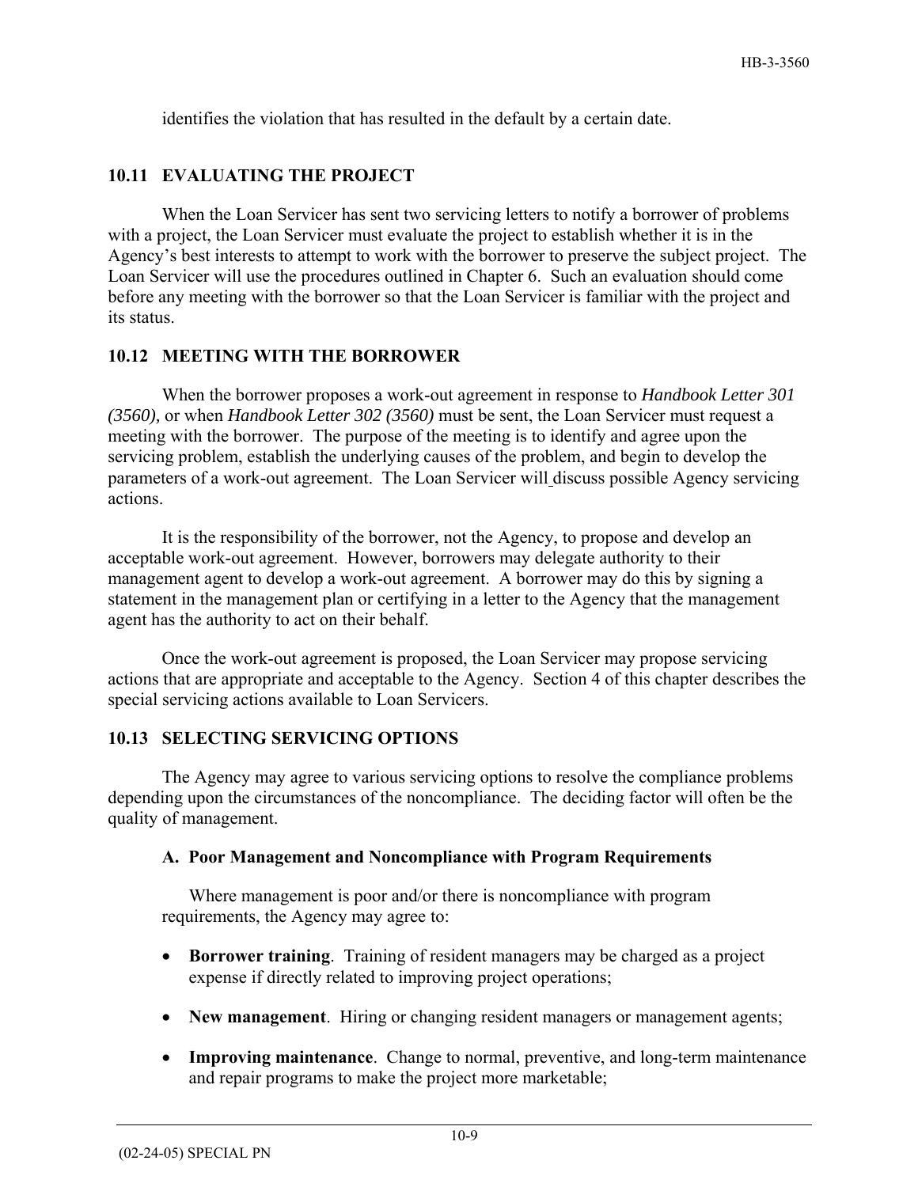identifies the violation that has resulted in the default by a certain date.

## 10.11 EVALUATING THE PROJECT

When the Loan Servicer has sent two servicing letters to notify a borrower of problems with a project, the Loan Servicer must evaluate the project to establish whether it is in the Agency's best interests to attempt to work with the borrower to preserve the subject project. The Loan Servicer will use the procedures outlined in Chapter 6. Such an evaluation should come before any meeting with the borrower so that the Loan Servicer is familiar with the project and its status.

## 10.12 MEETING WITH THE BORROWER

When the borrower proposes a work-out agreement in response to *Handbook Letter 301 (3560),* or when *Handbook Letter 302 (3560)* must be sent, the Loan Servicer must request a meeting with the borrower. The purpose of the meeting is to identify and agree upon the servicing problem, establish the underlying causes of the problem, and begin to develop the parameters of a work-out agreement. The Loan Servicer will discuss possible Agency servicing actions.

It is the responsibility of the borrower, not the Agency, to propose and develop an acceptable work-out agreement. However, borrowers may delegate authority to their management agent to develop a work-out agreement. A borrower may do this by signing a statement in the management plan or certifying in a letter to the Agency that the management agent has the authority to act on their behalf.

Once the work-out agreement is proposed, the Loan Servicer may propose servicing actions that are appropriate and acceptable to the Agency. Section 4 of this chapter describes the special servicing actions available to Loan Servicers.

## 10.13 SELECTING SERVICING OPTIONS

The Agency may agree to various servicing options to resolve the compliance problems depending upon the circumstances of the noncompliance. The deciding factor will often be the quality of management.

### A. Poor Management and Noncompliance with Program Requirements

Where management is poor and/or there is noncompliance with program requirements, the Agency may agree to:

- **Borrower training**. Training of resident managers may be charged as a project expense if directly related to improving project operations;
- **New management**. Hiring or changing resident managers or management agents;
- **Improving maintenance**. Change to normal, preventive, and long-term maintenance and repair programs to make the project more marketable;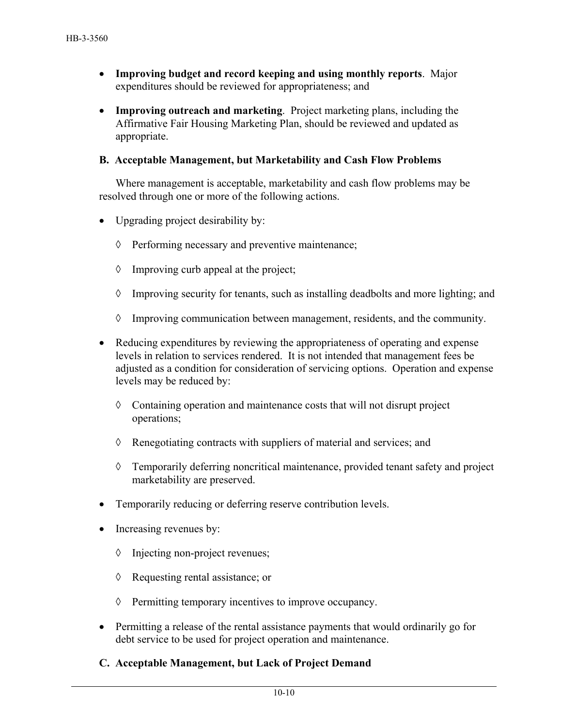- **Improving budget and record keeping and using monthly reports**. Major expenditures should be reviewed for appropriateness; and

- **Improving outreach and marketing**. Project marketing plans, including the Affirmative Fair Housing Marketing Plan, should be reviewed and updated as appropriate.

### B. Acceptable Management, but Marketability and Cash Flow Problems

Where management is acceptable, marketability and cash flow problems may be resolved through one or more of the following actions.

- Upgrading project desirability by:

  ◊ Performing necessary and preventive maintenance;

  ◊ Improving curb appeal at the project;

  ◊ Improving security for tenants, such as installing deadbolts and more lighting; and

  ◊ Improving communication between management, residents, and the community.

- Reducing expenditures by reviewing the appropriateness of operating and expense levels in relation to services rendered. It is not intended that management fees be adjusted as a condition for consideration of servicing options. Operation and expense levels may be reduced by:

  ◊ Containing operation and maintenance costs that will not disrupt project operations;

  ◊ Renegotiating contracts with suppliers of material and services; and

  ◊ Temporarily deferring noncritical maintenance, provided tenant safety and project marketability are preserved.

- Temporarily reducing or deferring reserve contribution levels.

- Increasing revenues by:

  ◊ Injecting non-project revenues;

  ◊ Requesting rental assistance; or

  ◊ Permitting temporary incentives to improve occupancy.

- Permitting a release of the rental assistance payments that would ordinarily go for debt service to be used for project operation and maintenance.

### C. Acceptable Management, but Lack of Project Demand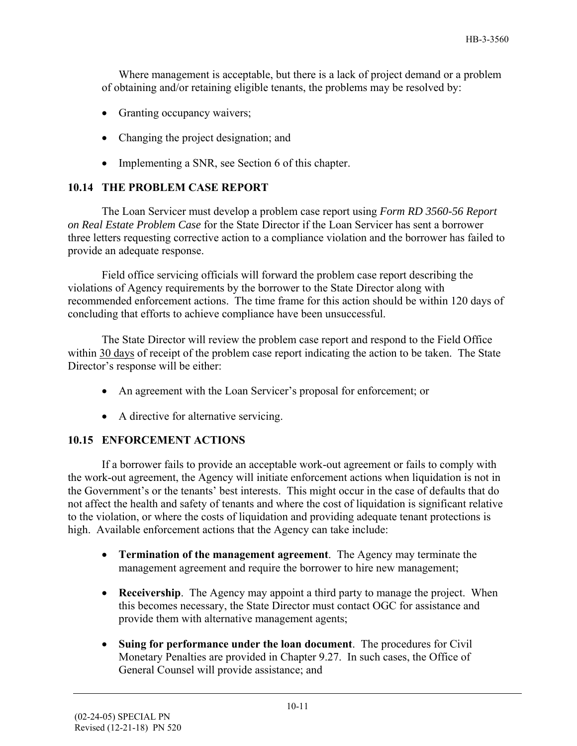Where management is acceptable, but there is a lack of project demand or a problem of obtaining and/or retaining eligible tenants, the problems may be resolved by:

- Granting occupancy waivers;
- Changing the project designation; and
- Implementing a SNR, see Section 6 of this chapter.

## 10.14 THE PROBLEM CASE REPORT

The Loan Servicer must develop a problem case report using *Form RD 3560-56 Report on Real Estate Problem Case* for the State Director if the Loan Servicer has sent a borrower three letters requesting corrective action to a compliance violation and the borrower has failed to provide an adequate response.

Field office servicing officials will forward the problem case report describing the violations of Agency requirements by the borrower to the State Director along with recommended enforcement actions. The time frame for this action should be within 120 days of concluding that efforts to achieve compliance have been unsuccessful.

The State Director will review the problem case report and respond to the Field Office within 30 days of receipt of the problem case report indicating the action to be taken. The State Director's response will be either:

- An agreement with the Loan Servicer's proposal for enforcement; or
- A directive for alternative servicing.

## 10.15 ENFORCEMENT ACTIONS

If a borrower fails to provide an acceptable work-out agreement or fails to comply with the work-out agreement, the Agency will initiate enforcement actions when liquidation is not in the Government's or the tenants' best interests. This might occur in the case of defaults that do not affect the health and safety of tenants and where the cost of liquidation is significant relative to the violation, or where the costs of liquidation and providing adequate tenant protections is high. Available enforcement actions that the Agency can take include:

- **Termination of the management agreement**. The Agency may terminate the management agreement and require the borrower to hire new management;
- **Receivership**. The Agency may appoint a third party to manage the project. When this becomes necessary, the State Director must contact OGC for assistance and provide them with alternative management agents;
- **Suing for performance under the loan document**. The procedures for Civil Monetary Penalties are provided in Chapter 9.27. In such cases, the Office of General Counsel will provide assistance; and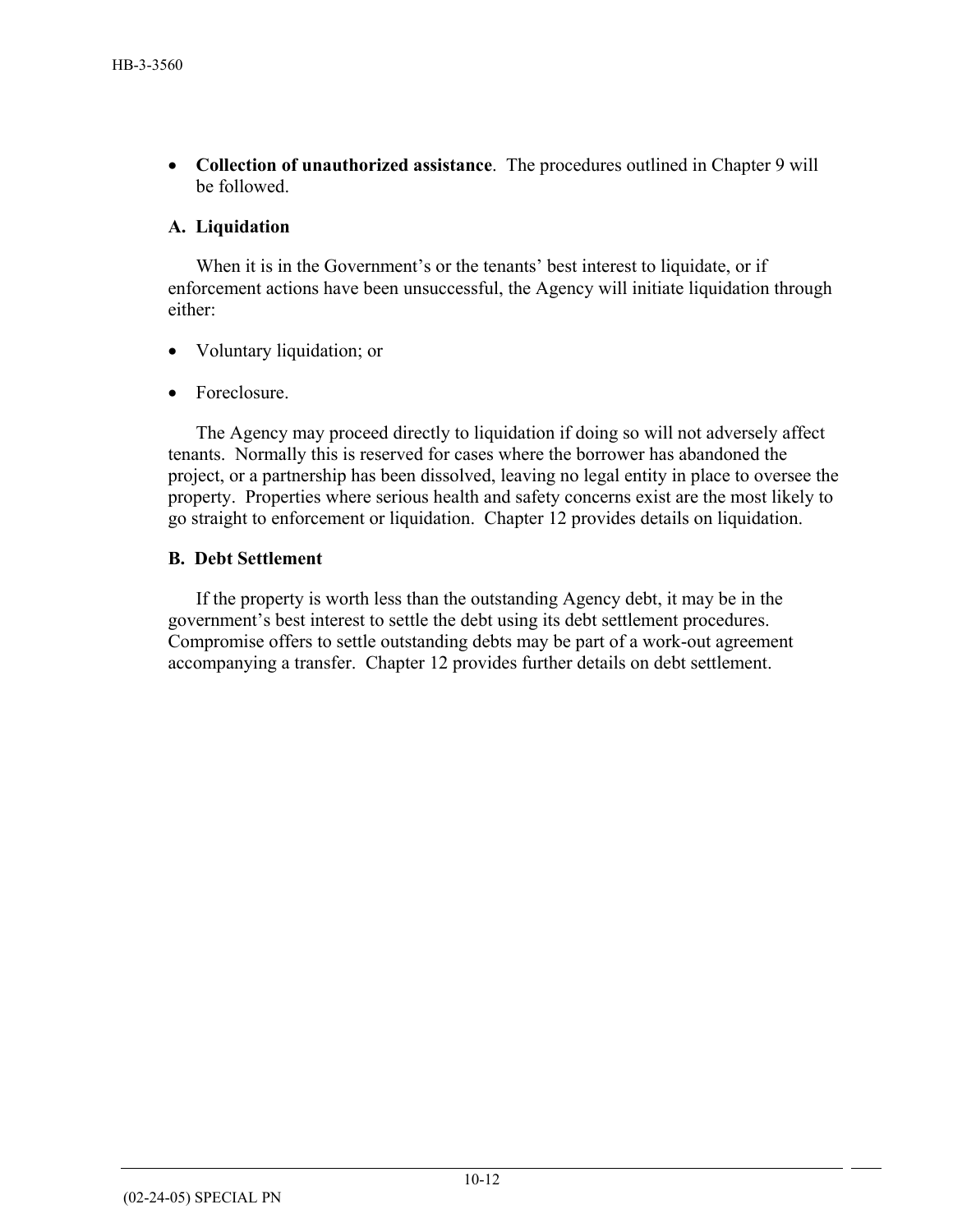- **Collection of unauthorized assistance**. The procedures outlined in Chapter 9 will be followed.

### A. Liquidation

When it is in the Government's or the tenants' best interest to liquidate, or if enforcement actions have been unsuccessful, the Agency will initiate liquidation through either:

- Voluntary liquidation; or
- Foreclosure.

The Agency may proceed directly to liquidation if doing so will not adversely affect tenants. Normally this is reserved for cases where the borrower has abandoned the project, or a partnership has been dissolved, leaving no legal entity in place to oversee the property. Properties where serious health and safety concerns exist are the most likely to go straight to enforcement or liquidation. Chapter 12 provides details on liquidation.

### B. Debt Settlement

If the property is worth less than the outstanding Agency debt, it may be in the government's best interest to settle the debt using its debt settlement procedures. Compromise offers to settle outstanding debts may be part of a work-out agreement accompanying a transfer. Chapter 12 provides further details on debt settlement.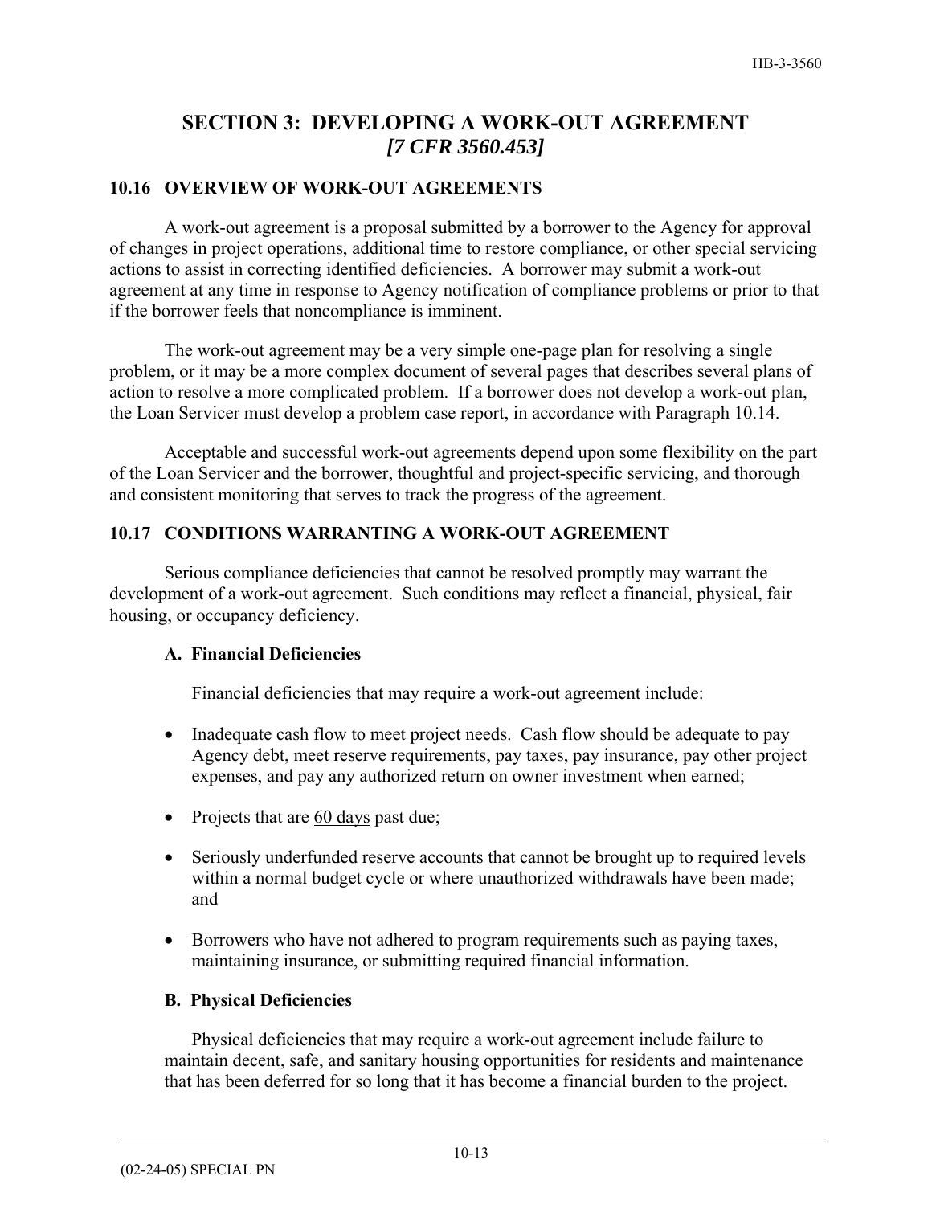# SECTION 3: DEVELOPING A WORK-OUT AGREEMENT
## *[7 CFR 3560.453]*

### 10.16 OVERVIEW OF WORK-OUT AGREEMENTS

A work-out agreement is a proposal submitted by a borrower to the Agency for approval of changes in project operations, additional time to restore compliance, or other special servicing actions to assist in correcting identified deficiencies. A borrower may submit a work-out agreement at any time in response to Agency notification of compliance problems or prior to that if the borrower feels that noncompliance is imminent.

The work-out agreement may be a very simple one-page plan for resolving a single problem, or it may be a more complex document of several pages that describes several plans of action to resolve a more complicated problem. If a borrower does not develop a work-out plan, the Loan Servicer must develop a problem case report, in accordance with Paragraph 10.14.

Acceptable and successful work-out agreements depend upon some flexibility on the part of the Loan Servicer and the borrower, thoughtful and project-specific servicing, and thorough and consistent monitoring that serves to track the progress of the agreement.

### 10.17 CONDITIONS WARRANTING A WORK-OUT AGREEMENT

Serious compliance deficiencies that cannot be resolved promptly may warrant the development of a work-out agreement. Such conditions may reflect a financial, physical, fair housing, or occupancy deficiency.

**A. Financial Deficiencies**

Financial deficiencies that may require a work-out agreement include:

- Inadequate cash flow to meet project needs. Cash flow should be adequate to pay Agency debt, meet reserve requirements, pay taxes, pay insurance, pay other project expenses, and pay any authorized return on owner investment when earned;
- Projects that are <u>60 days</u> past due;
- Seriously underfunded reserve accounts that cannot be brought up to required levels within a normal budget cycle or where unauthorized withdrawals have been made; and
- Borrowers who have not adhered to program requirements such as paying taxes, maintaining insurance, or submitting required financial information.

**B. Physical Deficiencies**

Physical deficiencies that may require a work-out agreement include failure to maintain decent, safe, and sanitary housing opportunities for residents and maintenance that has been deferred for so long that it has become a financial burden to the project.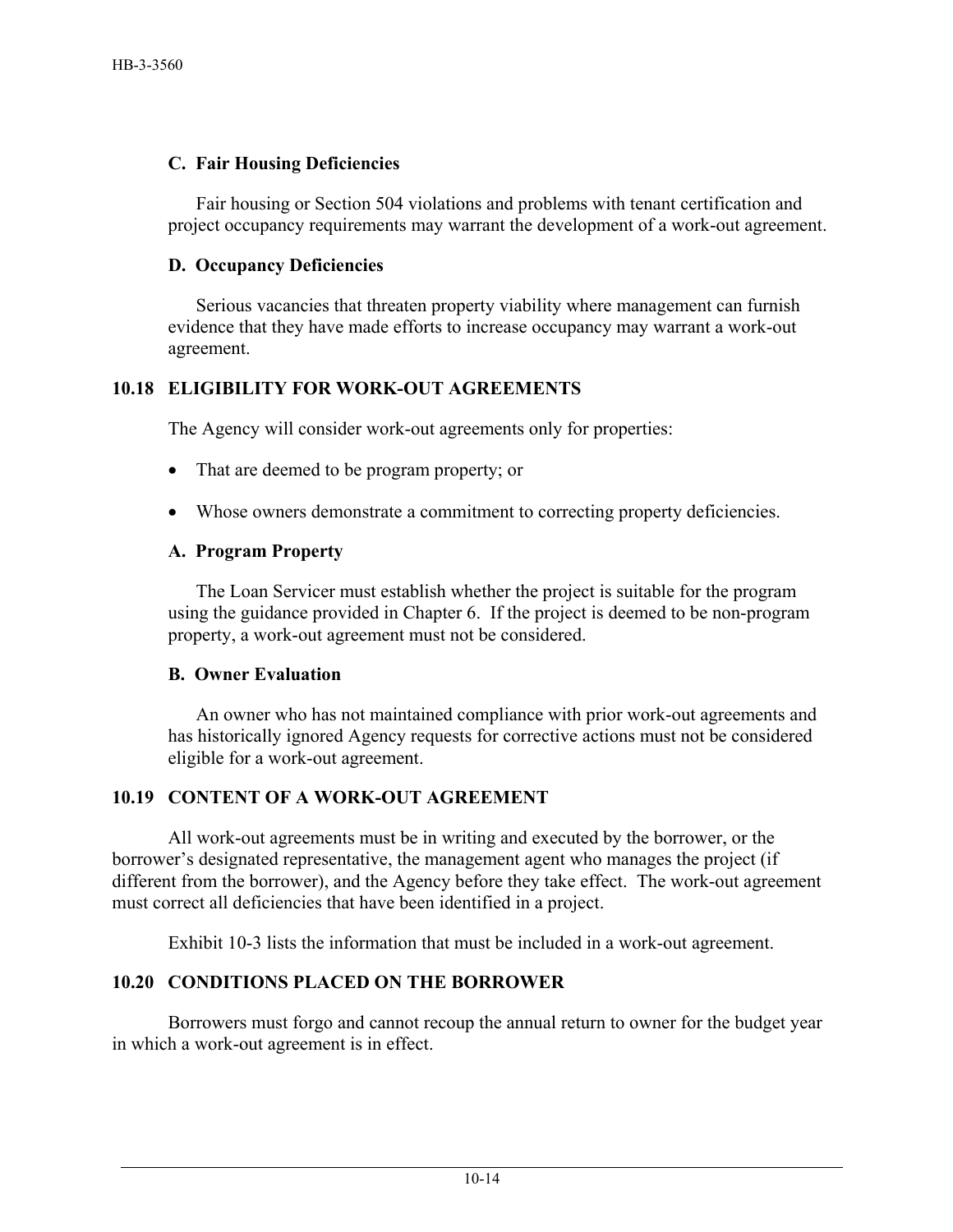### C. Fair Housing Deficiencies

Fair housing or Section 504 violations and problems with tenant certification and project occupancy requirements may warrant the development of a work-out agreement.

### D. Occupancy Deficiencies

Serious vacancies that threaten property viability where management can furnish evidence that they have made efforts to increase occupancy may warrant a work-out agreement.

## 10.18 ELIGIBILITY FOR WORK-OUT AGREEMENTS

The Agency will consider work-out agreements only for properties:

- That are deemed to be program property; or
- Whose owners demonstrate a commitment to correcting property deficiencies.

### A. Program Property

The Loan Servicer must establish whether the project is suitable for the program using the guidance provided in Chapter 6. If the project is deemed to be non-program property, a work-out agreement must not be considered.

### B. Owner Evaluation

An owner who has not maintained compliance with prior work-out agreements and has historically ignored Agency requests for corrective actions must not be considered eligible for a work-out agreement.

## 10.19 CONTENT OF A WORK-OUT AGREEMENT

All work-out agreements must be in writing and executed by the borrower, or the borrower's designated representative, the management agent who manages the project (if different from the borrower), and the Agency before they take effect. The work-out agreement must correct all deficiencies that have been identified in a project.

Exhibit 10-3 lists the information that must be included in a work-out agreement.

## 10.20 CONDITIONS PLACED ON THE BORROWER

Borrowers must forgo and cannot recoup the annual return to owner for the budget year in which a work-out agreement is in effect.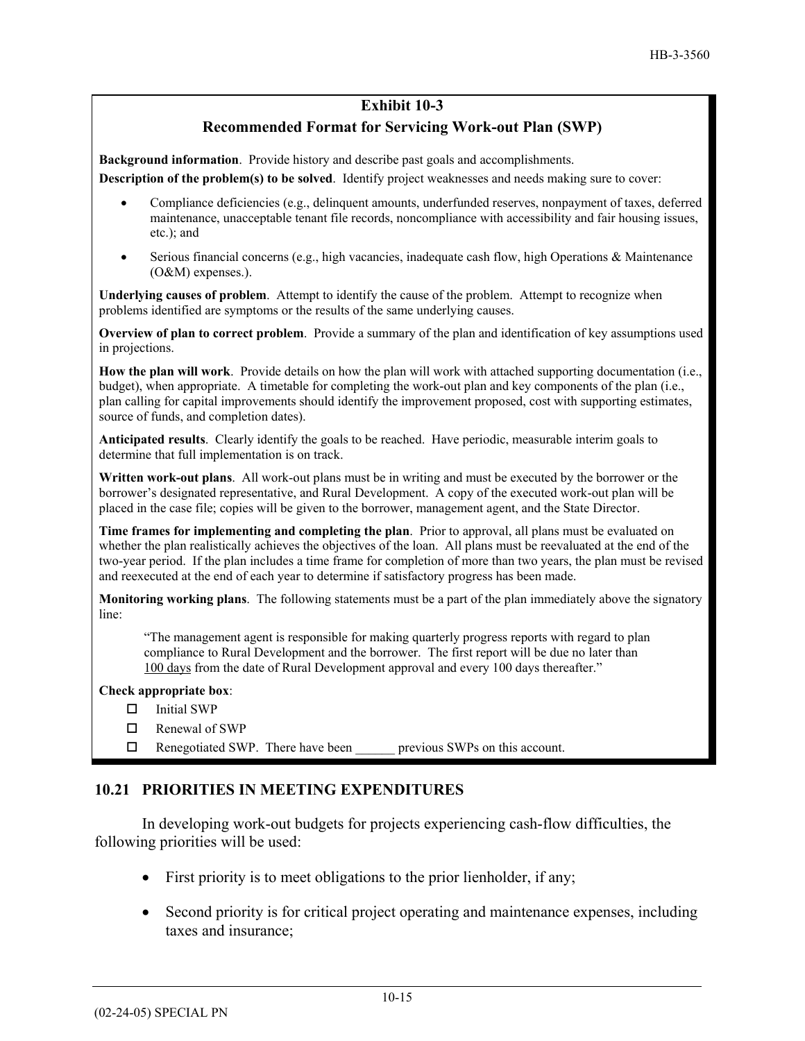## Exhibit 10-3

## Recommended Format for Servicing Work-out Plan (SWP)

**Background information**. Provide history and describe past goals and accomplishments.

**Description of the problem(s) to be solved**. Identify project weaknesses and needs making sure to cover:

- Compliance deficiencies (e.g., delinquent amounts, underfunded reserves, nonpayment of taxes, deferred maintenance, unacceptable tenant file records, noncompliance with accessibility and fair housing issues, etc.); and
- Serious financial concerns (e.g., high vacancies, inadequate cash flow, high Operations & Maintenance (O&M) expenses.).

**Underlying causes of problem**. Attempt to identify the cause of the problem. Attempt to recognize when problems identified are symptoms or the results of the same underlying causes.

**Overview of plan to correct problem**. Provide a summary of the plan and identification of key assumptions used in projections.

**How the plan will work**. Provide details on how the plan will work with attached supporting documentation (i.e., budget), when appropriate. A timetable for completing the work-out plan and key components of the plan (i.e., plan calling for capital improvements should identify the improvement proposed, cost with supporting estimates, source of funds, and completion dates).

**Anticipated results**. Clearly identify the goals to be reached. Have periodic, measurable interim goals to determine that full implementation is on track.

**Written work-out plans**. All work-out plans must be in writing and must be executed by the borrower or the borrower's designated representative, and Rural Development. A copy of the executed work-out plan will be placed in the case file; copies will be given to the borrower, management agent, and the State Director.

**Time frames for implementing and completing the plan**. Prior to approval, all plans must be evaluated on whether the plan realistically achieves the objectives of the loan. All plans must be reevaluated at the end of the two-year period. If the plan includes a time frame for completion of more than two years, the plan must be revised and reexecuted at the end of each year to determine if satisfactory progress has been made.

**Monitoring working plans**. The following statements must be a part of the plan immediately above the signatory line:

> "The management agent is responsible for making quarterly progress reports with regard to plan compliance to Rural Development and the borrower. The first report will be due no later than <u>100 days</u> from the date of Rural Development approval and every 100 days thereafter."

**Check appropriate box**:

- ☐ Initial SWP
- ☐ Renewal of SWP
- ☐ Renegotiated SWP. There have been ______ previous SWPs on this account.

## 10.21 PRIORITIES IN MEETING EXPENDITURES

In developing work-out budgets for projects experiencing cash-flow difficulties, the following priorities will be used:

- First priority is to meet obligations to the prior lienholder, if any;
- Second priority is for critical project operating and maintenance expenses, including taxes and insurance;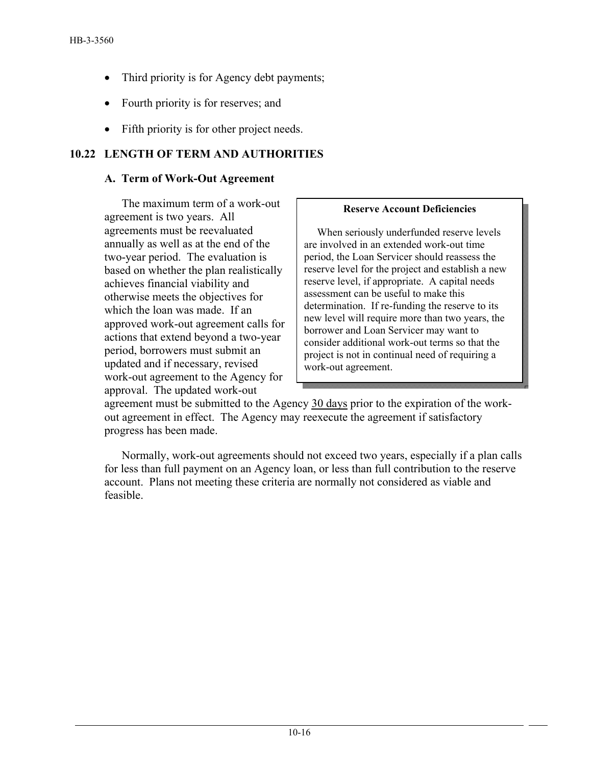- Third priority is for Agency debt payments;
- Fourth priority is for reserves; and
- Fifth priority is for other project needs.

## 10.22 LENGTH OF TERM AND AUTHORITIES

### A. Term of Work-Out Agreement

The maximum term of a work-out agreement is two years. All agreements must be reevaluated annually as well as at the end of the two-year period. The evaluation is based on whether the plan realistically achieves financial viability and otherwise meets the objectives for which the loan was made. If an approved work-out agreement calls for actions that extend beyond a two-year period, borrowers must submit an updated and if necessary, revised work-out agreement to the Agency for approval. The updated work-out agreement must be submitted to the Agency 30 days prior to the expiration of the work-out agreement in effect. The Agency may reexecute the agreement if satisfactory progress has been made.

> **Reserve Account Deficiencies**
>
> When seriously underfunded reserve levels are involved in an extended work-out time period, the Loan Servicer should reassess the reserve level for the project and establish a new reserve level, if appropriate. A capital needs assessment can be useful to make this determination. If re-funding the reserve to its new level will require more than two years, the borrower and Loan Servicer may want to consider additional work-out terms so that the project is not in continual need of requiring a work-out agreement.

Normally, work-out agreements should not exceed two years, especially if a plan calls for less than full payment on an Agency loan, or less than full contribution to the reserve account. Plans not meeting these criteria are normally not considered as viable and feasible.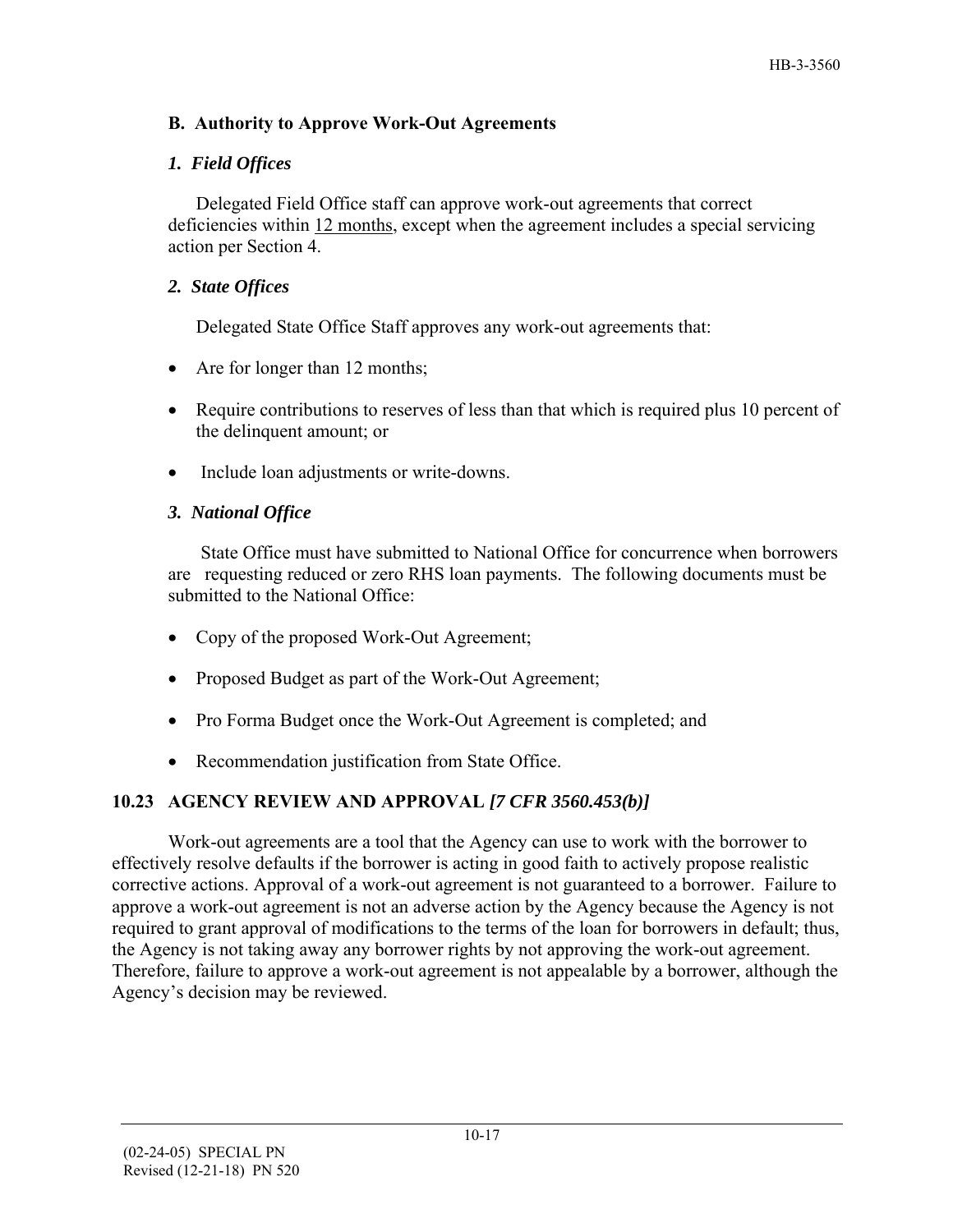### B. Authority to Approve Work-Out Agreements

#### *1. Field Offices*

Delegated Field Office staff can approve work-out agreements that correct deficiencies within 12 months, except when the agreement includes a special servicing action per Section 4.

#### *2. State Offices*

Delegated State Office Staff approves any work-out agreements that:

- Are for longer than 12 months;
- Require contributions to reserves of less than that which is required plus 10 percent of the delinquent amount; or
- Include loan adjustments or write-downs.

#### *3. National Office*

State Office must have submitted to National Office for concurrence when borrowers are requesting reduced or zero RHS loan payments. The following documents must be submitted to the National Office:

- Copy of the proposed Work-Out Agreement;
- Proposed Budget as part of the Work-Out Agreement;
- Pro Forma Budget once the Work-Out Agreement is completed; and
- Recommendation justification from State Office.

## 10.23 AGENCY REVIEW AND APPROVAL *[7 CFR 3560.453(b)]*

Work-out agreements are a tool that the Agency can use to work with the borrower to effectively resolve defaults if the borrower is acting in good faith to actively propose realistic corrective actions. Approval of a work-out agreement is not guaranteed to a borrower. Failure to approve a work-out agreement is not an adverse action by the Agency because the Agency is not required to grant approval of modifications to the terms of the loan for borrowers in default; thus, the Agency is not taking away any borrower rights by not approving the work-out agreement. Therefore, failure to approve a work-out agreement is not appealable by a borrower, although the Agency's decision may be reviewed.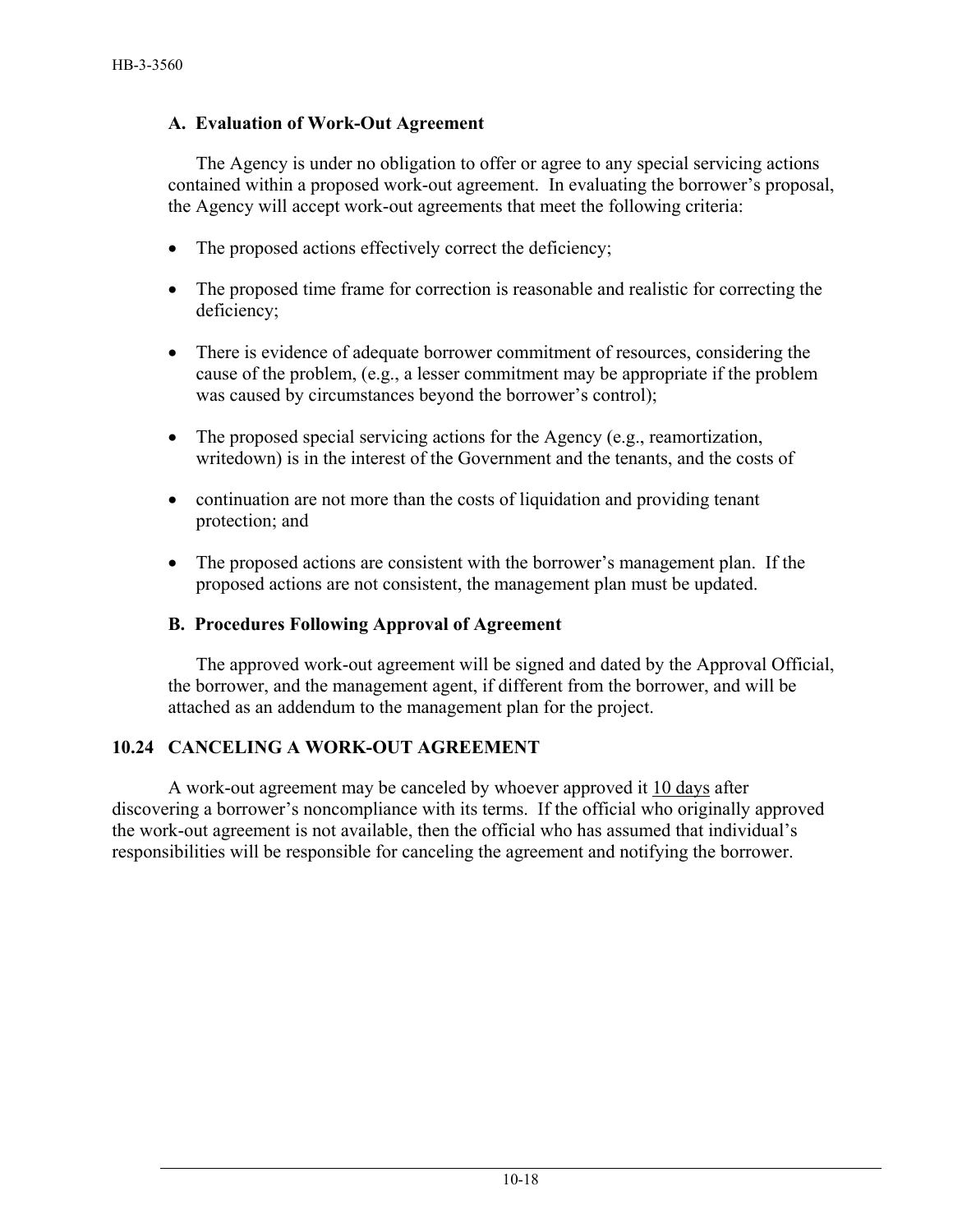### A. Evaluation of Work-Out Agreement

The Agency is under no obligation to offer or agree to any special servicing actions contained within a proposed work-out agreement. In evaluating the borrower's proposal, the Agency will accept work-out agreements that meet the following criteria:

- The proposed actions effectively correct the deficiency;
- The proposed time frame for correction is reasonable and realistic for correcting the deficiency;
- There is evidence of adequate borrower commitment of resources, considering the cause of the problem, (e.g., a lesser commitment may be appropriate if the problem was caused by circumstances beyond the borrower's control);
- The proposed special servicing actions for the Agency (e.g., reamortization, writedown) is in the interest of the Government and the tenants, and the costs of
- continuation are not more than the costs of liquidation and providing tenant protection; and
- The proposed actions are consistent with the borrower's management plan. If the proposed actions are not consistent, the management plan must be updated.

### B. Procedures Following Approval of Agreement

The approved work-out agreement will be signed and dated by the Approval Official, the borrower, and the management agent, if different from the borrower, and will be attached as an addendum to the management plan for the project.

## 10.24 CANCELING A WORK-OUT AGREEMENT

A work-out agreement may be canceled by whoever approved it 10 days after discovering a borrower's noncompliance with its terms. If the official who originally approved the work-out agreement is not available, then the official who has assumed that individual's responsibilities will be responsible for canceling the agreement and notifying the borrower.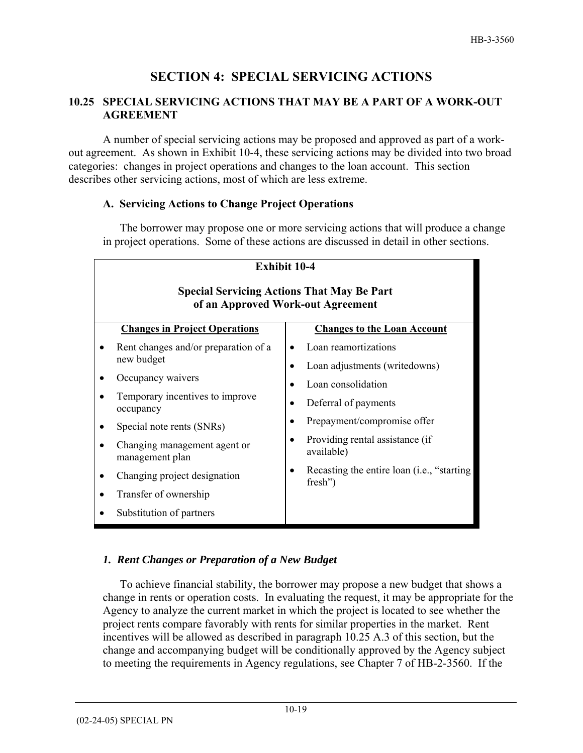# SECTION 4: SPECIAL SERVICING ACTIONS

## 10.25 SPECIAL SERVICING ACTIONS THAT MAY BE A PART OF A WORK-OUT AGREEMENT

A number of special servicing actions may be proposed and approved as part of a work-out agreement. As shown in Exhibit 10-4, these servicing actions may be divided into two broad categories: changes in project operations and changes to the loan account. This section describes other servicing actions, most of which are less extreme.

### A. Servicing Actions to Change Project Operations

The borrower may propose one or more servicing actions that will produce a change in project operations. Some of these actions are discussed in detail in other sections.

**Exhibit 10-4**

**Special Servicing Actions That May Be Part of an Approved Work-out Agreement**

| Changes in Project Operations | Changes to the Loan Account |
|---|---|
| • Rent changes and/or preparation of a new budget<br>• Occupancy waivers<br>• Temporary incentives to improve occupancy<br>• Special note rents (SNRs)<br>• Changing management agent or management plan<br>• Changing project designation<br>• Transfer of ownership<br>• Substitution of partners | • Loan reamortizations<br>• Loan adjustments (writedowns)<br>• Loan consolidation<br>• Deferral of payments<br>• Prepayment/compromise offer<br>• Providing rental assistance (if available)<br>• Recasting the entire loan (i.e., "starting fresh") |

#### *1. Rent Changes or Preparation of a New Budget*

To achieve financial stability, the borrower may propose a new budget that shows a change in rents or operation costs. In evaluating the request, it may be appropriate for the Agency to analyze the current market in which the project is located to see whether the project rents compare favorably with rents for similar properties in the market. Rent incentives will be allowed as described in paragraph 10.25 A.3 of this section, but the change and accompanying budget will be conditionally approved by the Agency subject to meeting the requirements in Agency regulations, see Chapter 7 of HB-2-3560. If the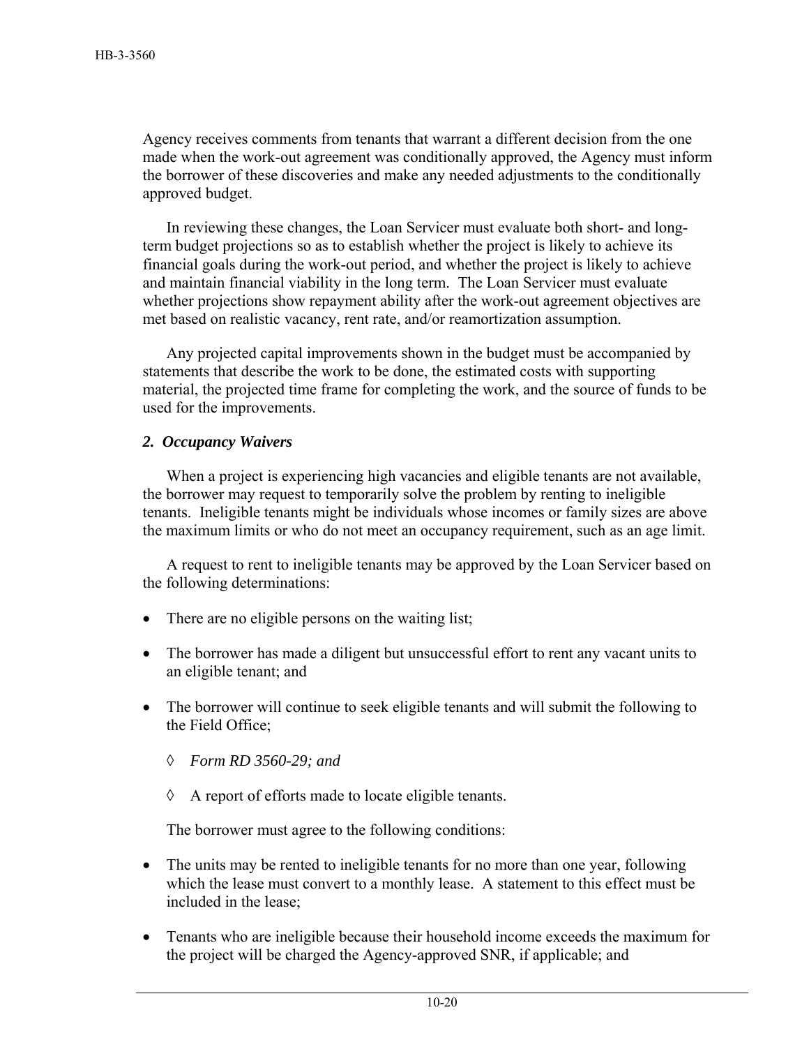Agency receives comments from tenants that warrant a different decision from the one made when the work-out agreement was conditionally approved, the Agency must inform the borrower of these discoveries and make any needed adjustments to the conditionally approved budget.

In reviewing these changes, the Loan Servicer must evaluate both short- and long-term budget projections so as to establish whether the project is likely to achieve its financial goals during the work-out period, and whether the project is likely to achieve and maintain financial viability in the long term. The Loan Servicer must evaluate whether projections show repayment ability after the work-out agreement objectives are met based on realistic vacancy, rent rate, and/or reamortization assumption.

Any projected capital improvements shown in the budget must be accompanied by statements that describe the work to be done, the estimated costs with supporting material, the projected time frame for completing the work, and the source of funds to be used for the improvements.

### *2. Occupancy Waivers*

When a project is experiencing high vacancies and eligible tenants are not available, the borrower may request to temporarily solve the problem by renting to ineligible tenants. Ineligible tenants might be individuals whose incomes or family sizes are above the maximum limits or who do not meet an occupancy requirement, such as an age limit.

A request to rent to ineligible tenants may be approved by the Loan Servicer based on the following determinations:

- There are no eligible persons on the waiting list;
- The borrower has made a diligent but unsuccessful effort to rent any vacant units to an eligible tenant; and
- The borrower will continue to seek eligible tenants and will submit the following to the Field Office;
  - ◊ *Form RD 3560-29; and*
  - ◊ A report of efforts made to locate eligible tenants.

The borrower must agree to the following conditions:

- The units may be rented to ineligible tenants for no more than one year, following which the lease must convert to a monthly lease. A statement to this effect must be included in the lease;
- Tenants who are ineligible because their household income exceeds the maximum for the project will be charged the Agency-approved SNR, if applicable; and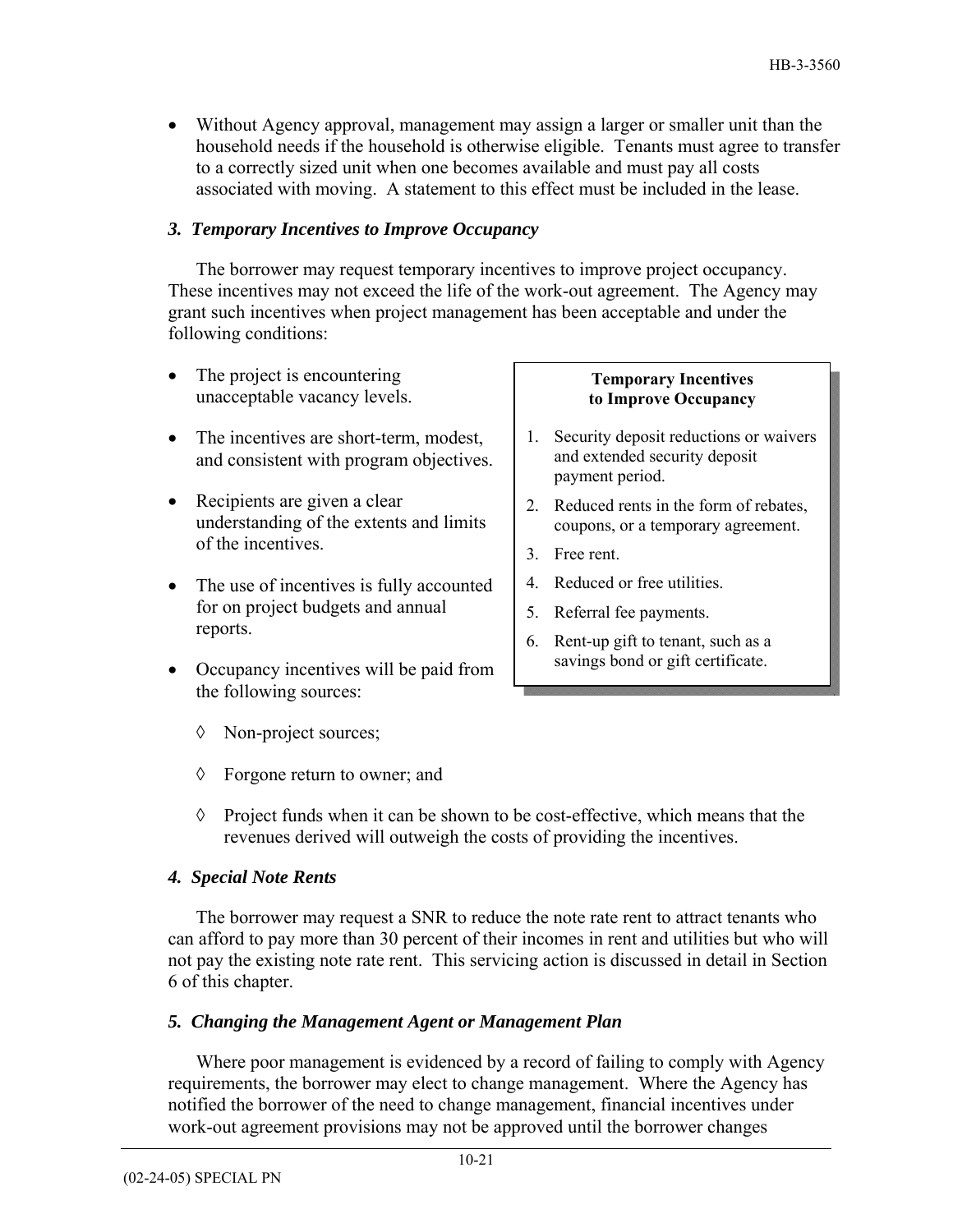- Without Agency approval, management may assign a larger or smaller unit than the household needs if the household is otherwise eligible. Tenants must agree to transfer to a correctly sized unit when one becomes available and must pay all costs associated with moving. A statement to this effect must be included in the lease.

### *3. Temporary Incentives to Improve Occupancy*

The borrower may request temporary incentives to improve project occupancy. These incentives may not exceed the life of the work-out agreement. The Agency may grant such incentives when project management has been acceptable and under the following conditions:

- The project is encountering unacceptable vacancy levels.
- The incentives are short-term, modest, and consistent with program objectives.
- Recipients are given a clear understanding of the extents and limits of the incentives.
- The use of incentives is fully accounted for on project budgets and annual reports.
- Occupancy incentives will be paid from the following sources:
  - ◊ Non-project sources;
  - ◊ Forgone return to owner; and
  - ◊ Project funds when it can be shown to be cost-effective, which means that the revenues derived will outweigh the costs of providing the incentives.

**Temporary Incentives to Improve Occupancy**

1. Security deposit reductions or waivers and extended security deposit payment period.
2. Reduced rents in the form of rebates, coupons, or a temporary agreement.
3. Free rent.
4. Reduced or free utilities.
5. Referral fee payments.
6. Rent-up gift to tenant, such as a savings bond or gift certificate.

### *4. Special Note Rents*

The borrower may request a SNR to reduce the note rate rent to attract tenants who can afford to pay more than 30 percent of their incomes in rent and utilities but who will not pay the existing note rate rent. This servicing action is discussed in detail in Section 6 of this chapter.

### *5. Changing the Management Agent or Management Plan*

Where poor management is evidenced by a record of failing to comply with Agency requirements, the borrower may elect to change management. Where the Agency has notified the borrower of the need to change management, financial incentives under work-out agreement provisions may not be approved until the borrower changes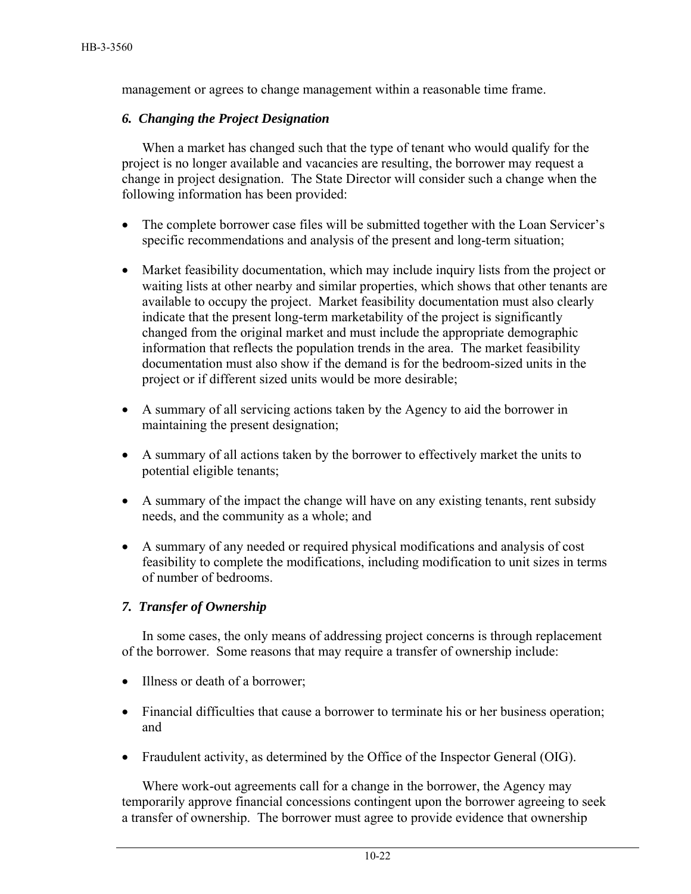management or agrees to change management within a reasonable time frame.

### *6. Changing the Project Designation*

When a market has changed such that the type of tenant who would qualify for the project is no longer available and vacancies are resulting, the borrower may request a change in project designation. The State Director will consider such a change when the following information has been provided:

- The complete borrower case files will be submitted together with the Loan Servicer's specific recommendations and analysis of the present and long-term situation;
- Market feasibility documentation, which may include inquiry lists from the project or waiting lists at other nearby and similar properties, which shows that other tenants are available to occupy the project. Market feasibility documentation must also clearly indicate that the present long-term marketability of the project is significantly changed from the original market and must include the appropriate demographic information that reflects the population trends in the area. The market feasibility documentation must also show if the demand is for the bedroom-sized units in the project or if different sized units would be more desirable;
- A summary of all servicing actions taken by the Agency to aid the borrower in maintaining the present designation;
- A summary of all actions taken by the borrower to effectively market the units to potential eligible tenants;
- A summary of the impact the change will have on any existing tenants, rent subsidy needs, and the community as a whole; and
- A summary of any needed or required physical modifications and analysis of cost feasibility to complete the modifications, including modification to unit sizes in terms of number of bedrooms.

### *7. Transfer of Ownership*

In some cases, the only means of addressing project concerns is through replacement of the borrower. Some reasons that may require a transfer of ownership include:

- Illness or death of a borrower;
- Financial difficulties that cause a borrower to terminate his or her business operation; and
- Fraudulent activity, as determined by the Office of the Inspector General (OIG).

Where work-out agreements call for a change in the borrower, the Agency may temporarily approve financial concessions contingent upon the borrower agreeing to seek a transfer of ownership. The borrower must agree to provide evidence that ownership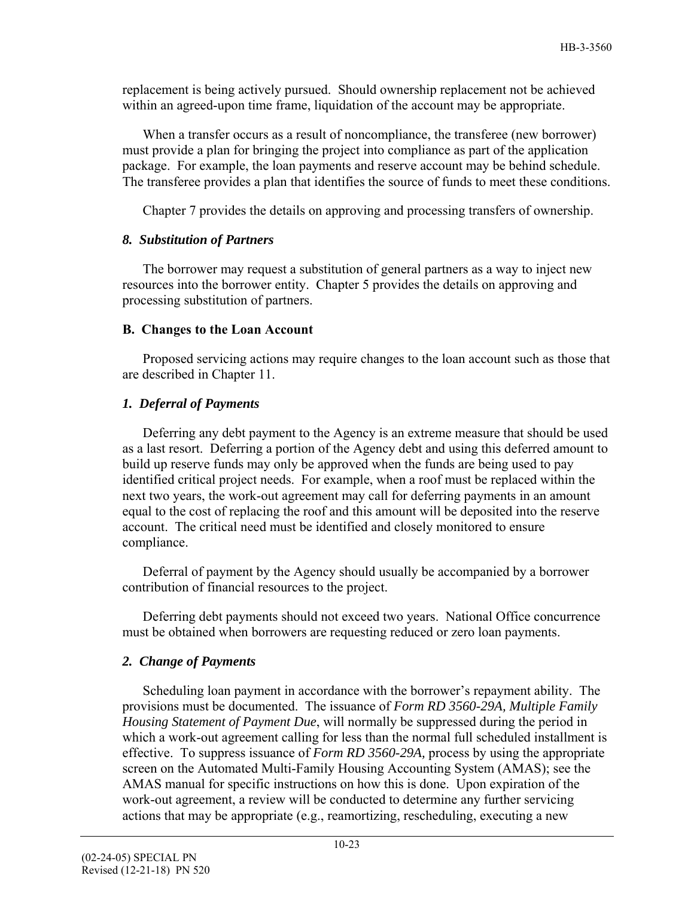replacement is being actively pursued. Should ownership replacement not be achieved within an agreed-upon time frame, liquidation of the account may be appropriate.

When a transfer occurs as a result of noncompliance, the transferee (new borrower) must provide a plan for bringing the project into compliance as part of the application package. For example, the loan payments and reserve account may be behind schedule. The transferee provides a plan that identifies the source of funds to meet these conditions.

Chapter 7 provides the details on approving and processing transfers of ownership.

### *8. Substitution of Partners*

The borrower may request a substitution of general partners as a way to inject new resources into the borrower entity. Chapter 5 provides the details on approving and processing substitution of partners.

## B. Changes to the Loan Account

Proposed servicing actions may require changes to the loan account such as those that are described in Chapter 11.

### *1. Deferral of Payments*

Deferring any debt payment to the Agency is an extreme measure that should be used as a last resort. Deferring a portion of the Agency debt and using this deferred amount to build up reserve funds may only be approved when the funds are being used to pay identified critical project needs. For example, when a roof must be replaced within the next two years, the work-out agreement may call for deferring payments in an amount equal to the cost of replacing the roof and this amount will be deposited into the reserve account. The critical need must be identified and closely monitored to ensure compliance.

Deferral of payment by the Agency should usually be accompanied by a borrower contribution of financial resources to the project.

Deferring debt payments should not exceed two years. National Office concurrence must be obtained when borrowers are requesting reduced or zero loan payments.

### *2. Change of Payments*

Scheduling loan payment in accordance with the borrower's repayment ability. The provisions must be documented. The issuance of *Form RD 3560-29A, Multiple Family Housing Statement of Payment Due*, will normally be suppressed during the period in which a work-out agreement calling for less than the normal full scheduled installment is effective. To suppress issuance of *Form RD 3560-29A,* process by using the appropriate screen on the Automated Multi-Family Housing Accounting System (AMAS); see the AMAS manual for specific instructions on how this is done. Upon expiration of the work-out agreement, a review will be conducted to determine any further servicing actions that may be appropriate (e.g., reamortizing, rescheduling, executing a new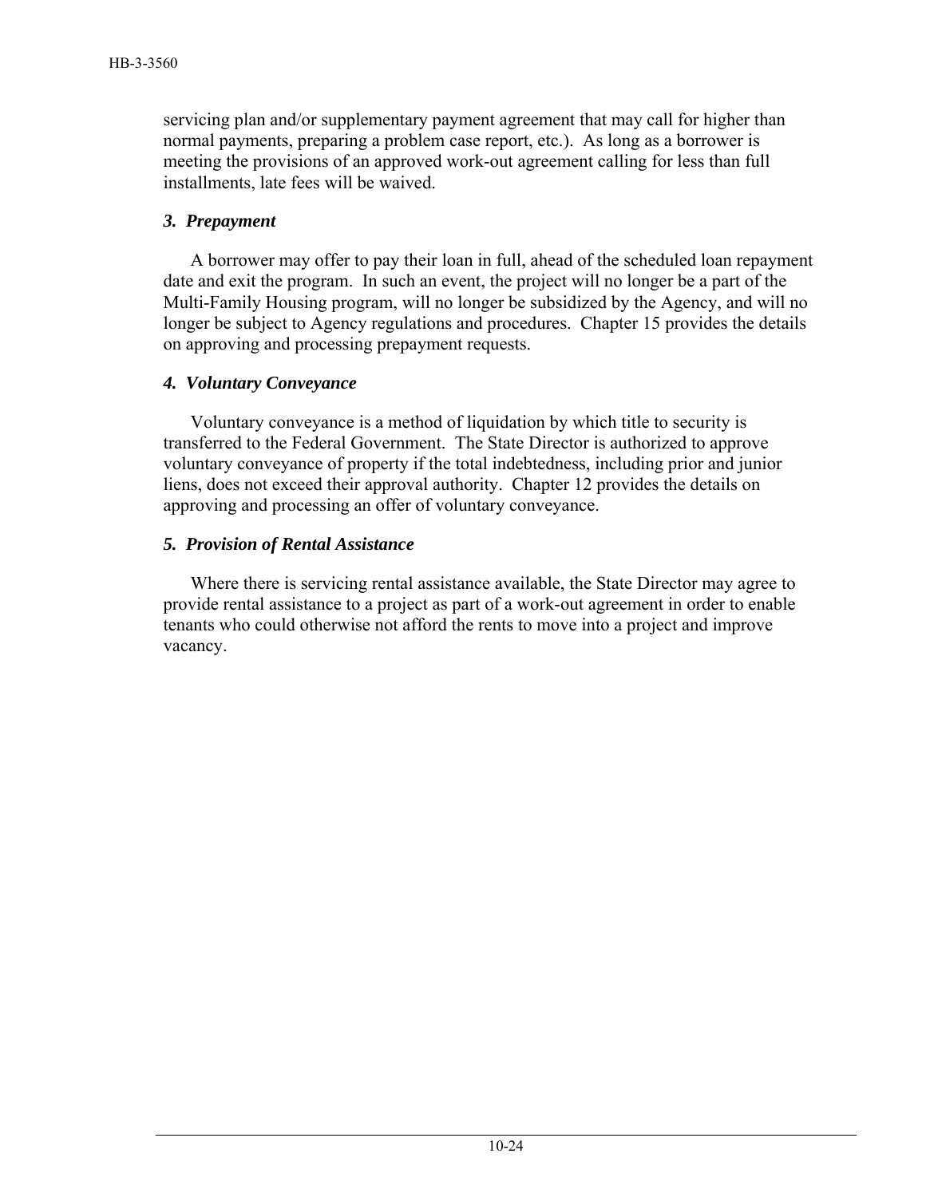servicing plan and/or supplementary payment agreement that may call for higher than normal payments, preparing a problem case report, etc.). As long as a borrower is meeting the provisions of an approved work-out agreement calling for less than full installments, late fees will be waived.

### *3. Prepayment*

A borrower may offer to pay their loan in full, ahead of the scheduled loan repayment date and exit the program. In such an event, the project will no longer be a part of the Multi-Family Housing program, will no longer be subsidized by the Agency, and will no longer be subject to Agency regulations and procedures. Chapter 15 provides the details on approving and processing prepayment requests.

### *4. Voluntary Conveyance*

Voluntary conveyance is a method of liquidation by which title to security is transferred to the Federal Government. The State Director is authorized to approve voluntary conveyance of property if the total indebtedness, including prior and junior liens, does not exceed their approval authority. Chapter 12 provides the details on approving and processing an offer of voluntary conveyance.

### *5. Provision of Rental Assistance*

Where there is servicing rental assistance available, the State Director may agree to provide rental assistance to a project as part of a work-out agreement in order to enable tenants who could otherwise not afford the rents to move into a project and improve vacancy.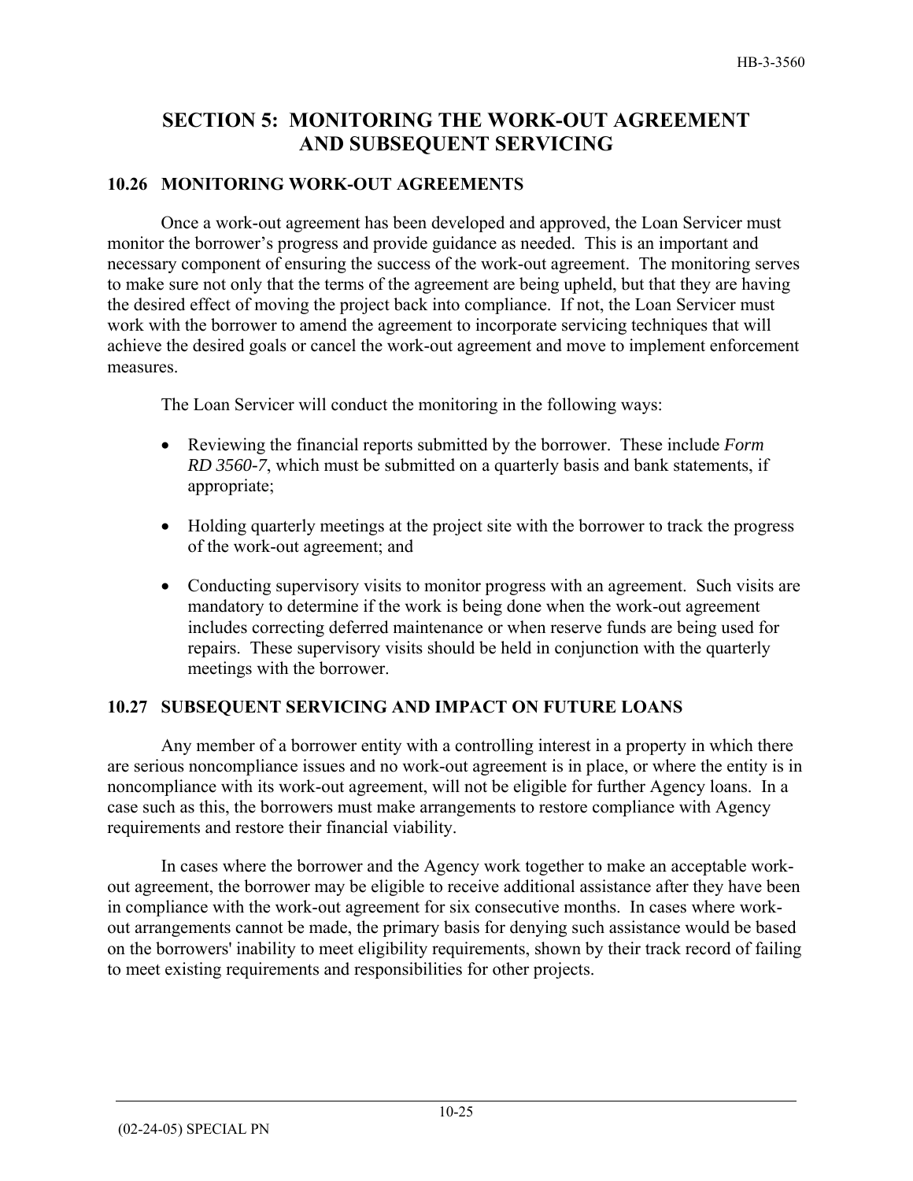## SECTION 5: MONITORING THE WORK-OUT AGREEMENT AND SUBSEQUENT SERVICING

### 10.26 MONITORING WORK-OUT AGREEMENTS

Once a work-out agreement has been developed and approved, the Loan Servicer must monitor the borrower's progress and provide guidance as needed. This is an important and necessary component of ensuring the success of the work-out agreement. The monitoring serves to make sure not only that the terms of the agreement are being upheld, but that they are having the desired effect of moving the project back into compliance. If not, the Loan Servicer must work with the borrower to amend the agreement to incorporate servicing techniques that will achieve the desired goals or cancel the work-out agreement and move to implement enforcement measures.

The Loan Servicer will conduct the monitoring in the following ways:

- Reviewing the financial reports submitted by the borrower. These include *Form RD 3560-7*, which must be submitted on a quarterly basis and bank statements, if appropriate;
- Holding quarterly meetings at the project site with the borrower to track the progress of the work-out agreement; and
- Conducting supervisory visits to monitor progress with an agreement. Such visits are mandatory to determine if the work is being done when the work-out agreement includes correcting deferred maintenance or when reserve funds are being used for repairs. These supervisory visits should be held in conjunction with the quarterly meetings with the borrower.

### 10.27 SUBSEQUENT SERVICING AND IMPACT ON FUTURE LOANS

Any member of a borrower entity with a controlling interest in a property in which there are serious noncompliance issues and no work-out agreement is in place, or where the entity is in noncompliance with its work-out agreement, will not be eligible for further Agency loans. In a case such as this, the borrowers must make arrangements to restore compliance with Agency requirements and restore their financial viability.

In cases where the borrower and the Agency work together to make an acceptable work-out agreement, the borrower may be eligible to receive additional assistance after they have been in compliance with the work-out agreement for six consecutive months. In cases where work-out arrangements cannot be made, the primary basis for denying such assistance would be based on the borrowers' inability to meet eligibility requirements, shown by their track record of failing to meet existing requirements and responsibilities for other projects.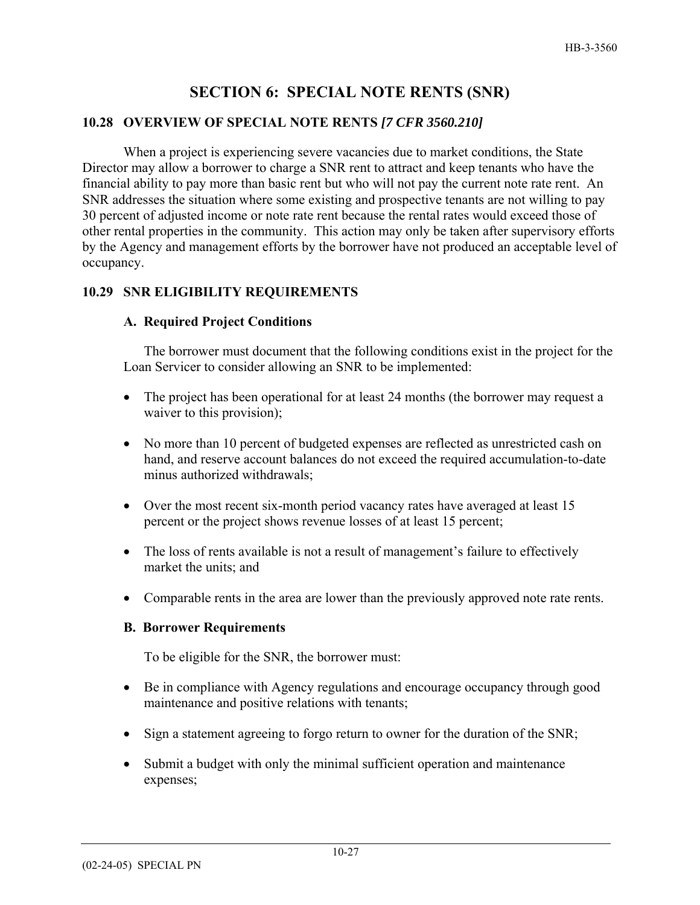# SECTION 6: SPECIAL NOTE RENTS (SNR)

## 10.28 OVERVIEW OF SPECIAL NOTE RENTS *[7 CFR 3560.210]*

When a project is experiencing severe vacancies due to market conditions, the State Director may allow a borrower to charge a SNR rent to attract and keep tenants who have the financial ability to pay more than basic rent but who will not pay the current note rate rent. An SNR addresses the situation where some existing and prospective tenants are not willing to pay 30 percent of adjusted income or note rate rent because the rental rates would exceed those of other rental properties in the community. This action may only be taken after supervisory efforts by the Agency and management efforts by the borrower have not produced an acceptable level of occupancy.

## 10.29 SNR ELIGIBILITY REQUIREMENTS

### A. Required Project Conditions

The borrower must document that the following conditions exist in the project for the Loan Servicer to consider allowing an SNR to be implemented:

- The project has been operational for at least 24 months (the borrower may request a waiver to this provision);
- No more than 10 percent of budgeted expenses are reflected as unrestricted cash on hand, and reserve account balances do not exceed the required accumulation-to-date minus authorized withdrawals;
- Over the most recent six-month period vacancy rates have averaged at least 15 percent or the project shows revenue losses of at least 15 percent;
- The loss of rents available is not a result of management's failure to effectively market the units; and
- Comparable rents in the area are lower than the previously approved note rate rents.

### B. Borrower Requirements

To be eligible for the SNR, the borrower must:

- Be in compliance with Agency regulations and encourage occupancy through good maintenance and positive relations with tenants;
- Sign a statement agreeing to forgo return to owner for the duration of the SNR;
- Submit a budget with only the minimal sufficient operation and maintenance expenses;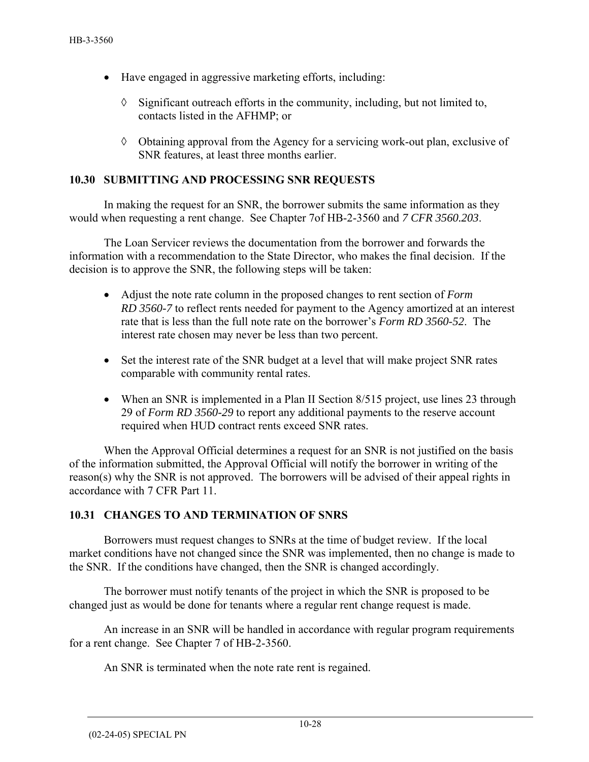- Have engaged in aggressive marketing efforts, including:

  ◊ Significant outreach efforts in the community, including, but not limited to, contacts listed in the AFHMP; or

  ◊ Obtaining approval from the Agency for a servicing work-out plan, exclusive of SNR features, at least three months earlier.

### 10.30 SUBMITTING AND PROCESSING SNR REQUESTS

In making the request for an SNR, the borrower submits the same information as they would when requesting a rent change. See Chapter 7of HB-2-3560 and *7 CFR 3560.203*.

The Loan Servicer reviews the documentation from the borrower and forwards the information with a recommendation to the State Director, who makes the final decision. If the decision is to approve the SNR, the following steps will be taken:

- Adjust the note rate column in the proposed changes to rent section of *Form RD 3560-7* to reflect rents needed for payment to the Agency amortized at an interest rate that is less than the full note rate on the borrower's *Form RD 3560-52*. The interest rate chosen may never be less than two percent.

- Set the interest rate of the SNR budget at a level that will make project SNR rates comparable with community rental rates.

- When an SNR is implemented in a Plan II Section 8/515 project, use lines 23 through 29 of *Form RD 3560-29* to report any additional payments to the reserve account required when HUD contract rents exceed SNR rates.

When the Approval Official determines a request for an SNR is not justified on the basis of the information submitted, the Approval Official will notify the borrower in writing of the reason(s) why the SNR is not approved. The borrowers will be advised of their appeal rights in accordance with 7 CFR Part 11.

### 10.31 CHANGES TO AND TERMINATION OF SNRS

Borrowers must request changes to SNRs at the time of budget review. If the local market conditions have not changed since the SNR was implemented, then no change is made to the SNR. If the conditions have changed, then the SNR is changed accordingly.

The borrower must notify tenants of the project in which the SNR is proposed to be changed just as would be done for tenants where a regular rent change request is made.

An increase in an SNR will be handled in accordance with regular program requirements for a rent change. See Chapter 7 of HB-2-3560.

An SNR is terminated when the note rate rent is regained.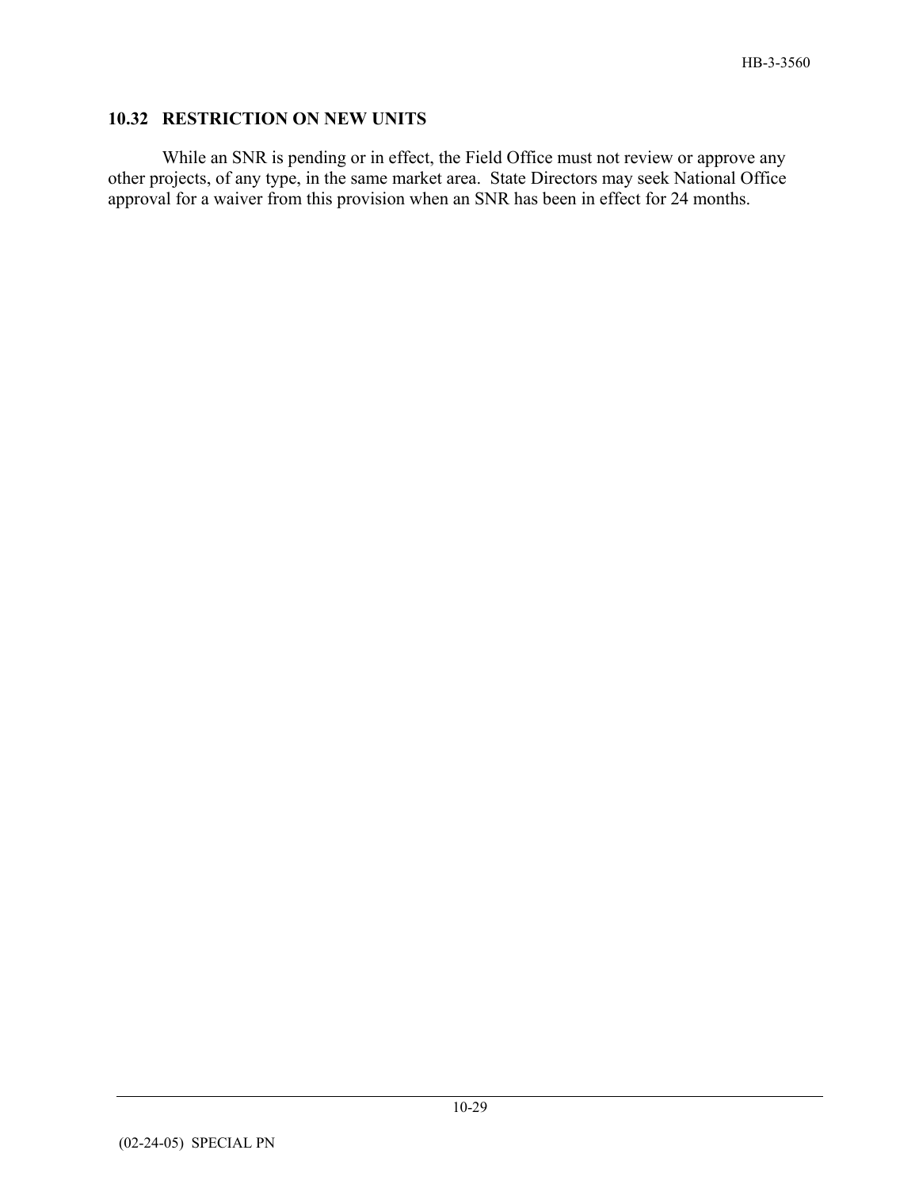### 10.32 RESTRICTION ON NEW UNITS

While an SNR is pending or in effect, the Field Office must not review or approve any other projects, of any type, in the same market area. State Directors may seek National Office approval for a waiver from this provision when an SNR has been in effect for 24 months.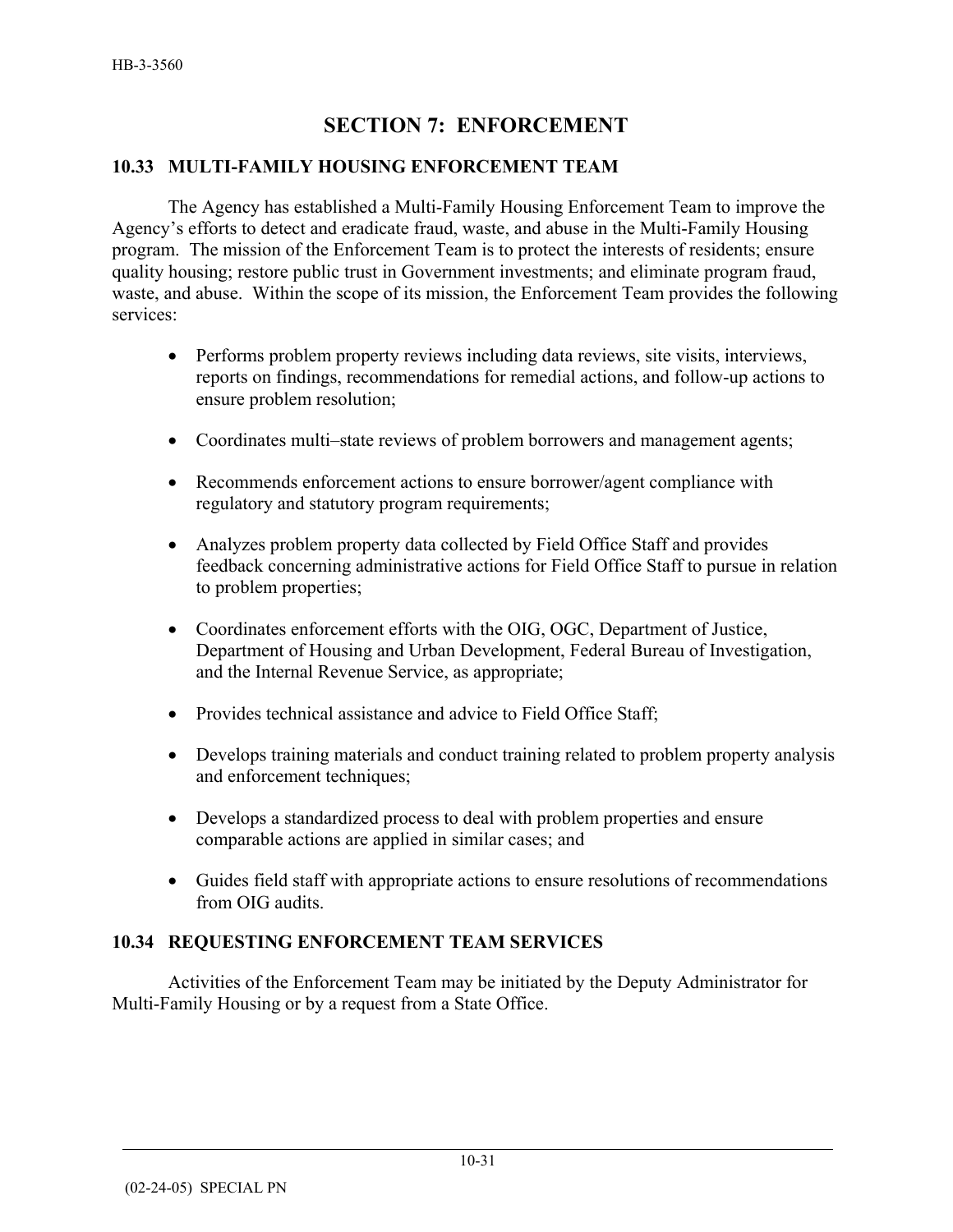# SECTION 7: ENFORCEMENT

## 10.33 MULTI-FAMILY HOUSING ENFORCEMENT TEAM

The Agency has established a Multi-Family Housing Enforcement Team to improve the Agency's efforts to detect and eradicate fraud, waste, and abuse in the Multi-Family Housing program. The mission of the Enforcement Team is to protect the interests of residents; ensure quality housing; restore public trust in Government investments; and eliminate program fraud, waste, and abuse. Within the scope of its mission, the Enforcement Team provides the following services:

- Performs problem property reviews including data reviews, site visits, interviews, reports on findings, recommendations for remedial actions, and follow-up actions to ensure problem resolution;
- Coordinates multi–state reviews of problem borrowers and management agents;
- Recommends enforcement actions to ensure borrower/agent compliance with regulatory and statutory program requirements;
- Analyzes problem property data collected by Field Office Staff and provides feedback concerning administrative actions for Field Office Staff to pursue in relation to problem properties;
- Coordinates enforcement efforts with the OIG, OGC, Department of Justice, Department of Housing and Urban Development, Federal Bureau of Investigation, and the Internal Revenue Service, as appropriate;
- Provides technical assistance and advice to Field Office Staff;
- Develops training materials and conduct training related to problem property analysis and enforcement techniques;
- Develops a standardized process to deal with problem properties and ensure comparable actions are applied in similar cases; and
- Guides field staff with appropriate actions to ensure resolutions of recommendations from OIG audits.

## 10.34 REQUESTING ENFORCEMENT TEAM SERVICES

Activities of the Enforcement Team may be initiated by the Deputy Administrator for Multi-Family Housing or by a request from a State Office.